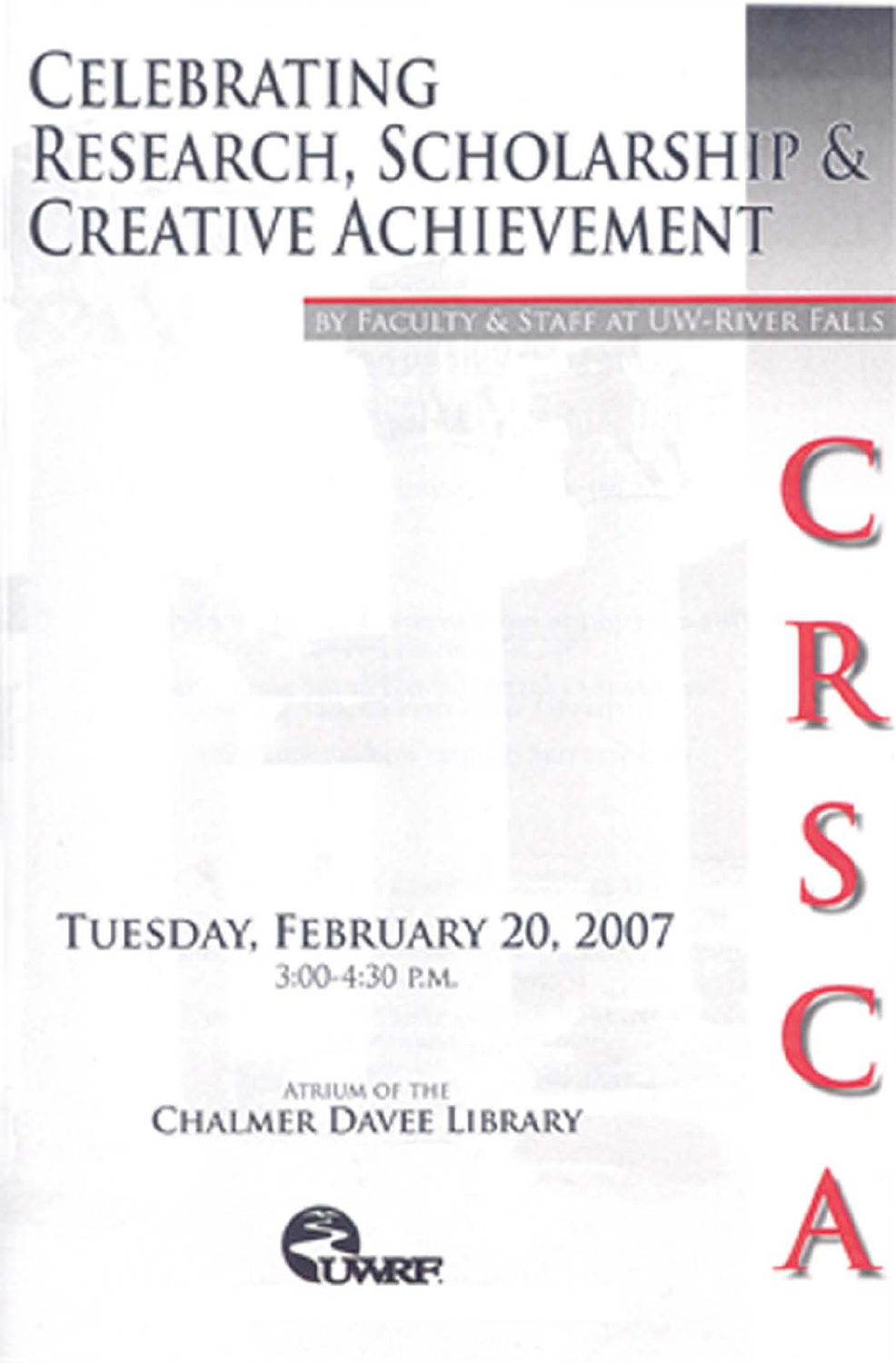# Celebrating Research, Scholarship & Creative Achievement

By Faculty & Staff at UW-River Falls

C
R
S
C
A

**Tuesday, February 20, 2007**

3:00-4:30 P.M.

Atrium of the
Chalmer Davee Library

UWRF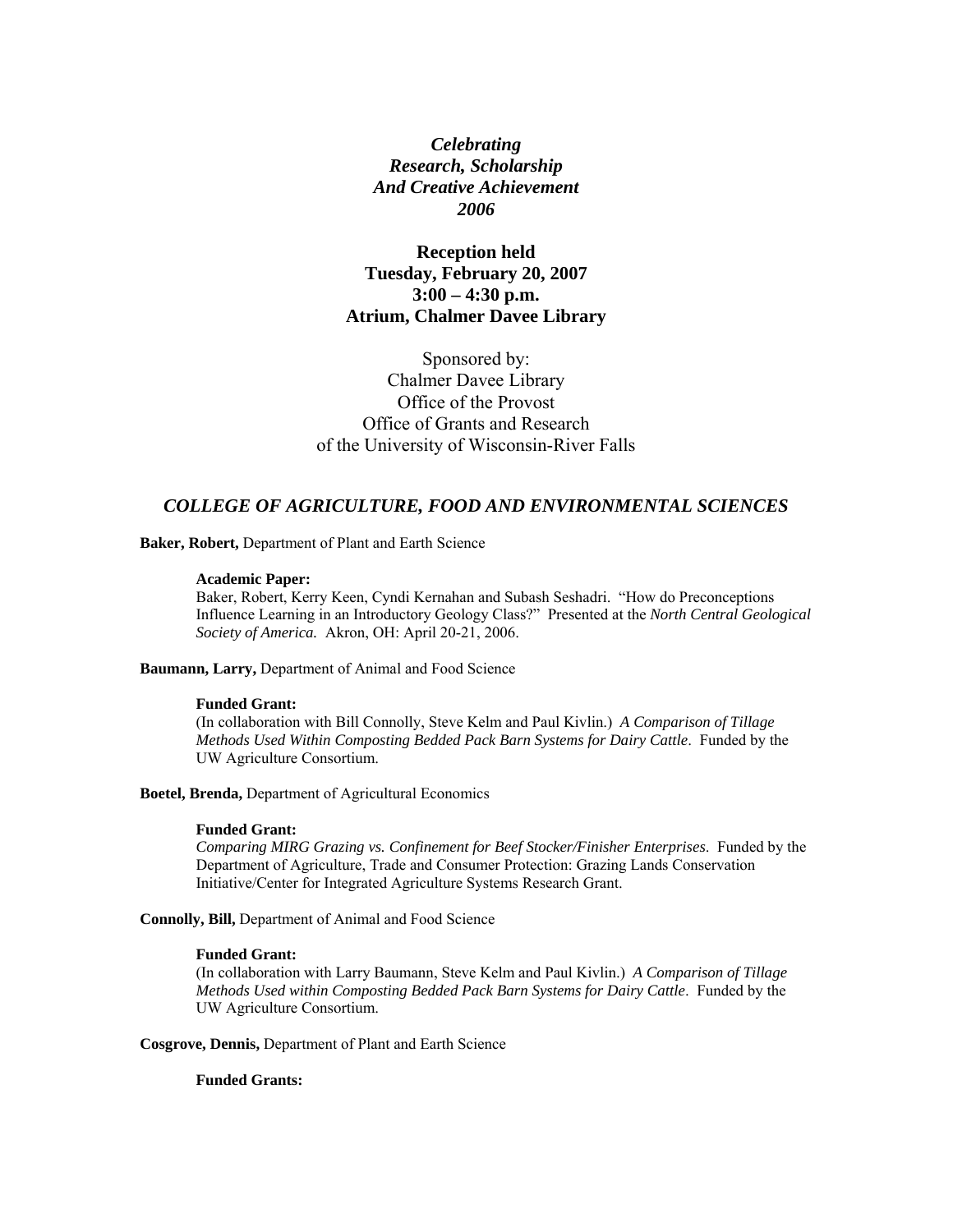# *Celebrating Research, Scholarship And Creative Achievement 2006*

**Reception held**
**Tuesday, February 20, 2007**
**3:00 – 4:30 p.m.**
**Atrium, Chalmer Davee Library**

Sponsored by:
Chalmer Davee Library
Office of the Provost
Office of Grants and Research
of the University of Wisconsin-River Falls

## *COLLEGE OF AGRICULTURE, FOOD AND ENVIRONMENTAL SCIENCES*

**Baker, Robert,** Department of Plant and Earth Science

**Academic Paper:**
Baker, Robert, Kerry Keen, Cyndi Kernahan and Subash Seshadri. "How do Preconceptions Influence Learning in an Introductory Geology Class?" Presented at the *North Central Geological Society of America.* Akron, OH: April 20-21, 2006.

**Baumann, Larry,** Department of Animal and Food Science

**Funded Grant:**
(In collaboration with Bill Connolly, Steve Kelm and Paul Kivlin.) *A Comparison of Tillage Methods Used Within Composting Bedded Pack Barn Systems for Dairy Cattle*. Funded by the UW Agriculture Consortium.

**Boetel, Brenda,** Department of Agricultural Economics

**Funded Grant:**
*Comparing MIRG Grazing vs. Confinement for Beef Stocker/Finisher Enterprises*. Funded by the Department of Agriculture, Trade and Consumer Protection: Grazing Lands Conservation Initiative/Center for Integrated Agriculture Systems Research Grant.

**Connolly, Bill,** Department of Animal and Food Science

**Funded Grant:**
(In collaboration with Larry Baumann, Steve Kelm and Paul Kivlin.) *A Comparison of Tillage Methods Used within Composting Bedded Pack Barn Systems for Dairy Cattle*. Funded by the UW Agriculture Consortium.

**Cosgrove, Dennis,** Department of Plant and Earth Science

**Funded Grants:**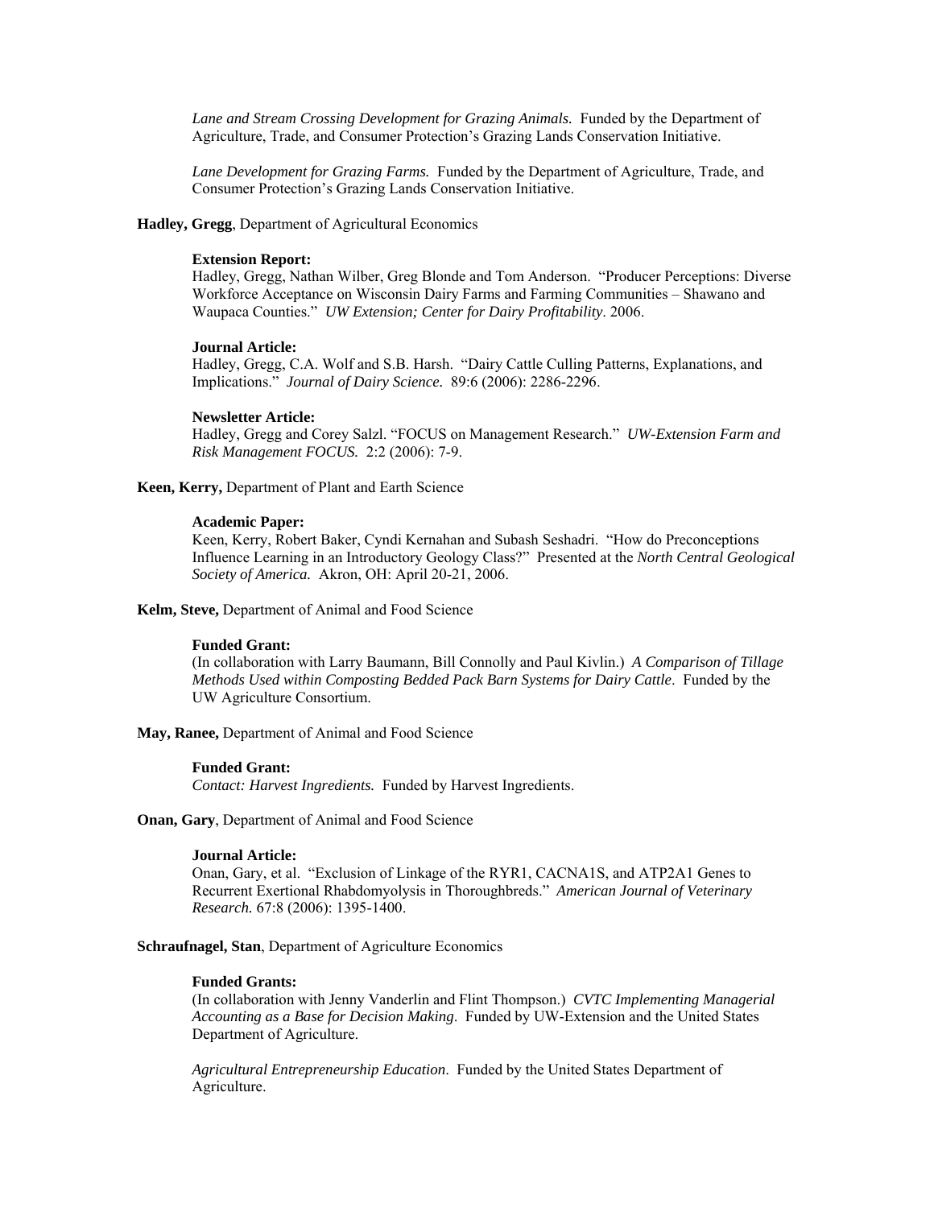*Lane and Stream Crossing Development for Grazing Animals.* Funded by the Department of Agriculture, Trade, and Consumer Protection's Grazing Lands Conservation Initiative.

*Lane Development for Grazing Farms.* Funded by the Department of Agriculture, Trade, and Consumer Protection's Grazing Lands Conservation Initiative.

**Hadley, Gregg**, Department of Agricultural Economics

**Extension Report:**
Hadley, Gregg, Nathan Wilber, Greg Blonde and Tom Anderson. "Producer Perceptions: Diverse Workforce Acceptance on Wisconsin Dairy Farms and Farming Communities – Shawano and Waupaca Counties." *UW Extension; Center for Dairy Profitability*. 2006.

**Journal Article:**
Hadley, Gregg, C.A. Wolf and S.B. Harsh. "Dairy Cattle Culling Patterns, Explanations, and Implications." *Journal of Dairy Science.* 89:6 (2006): 2286-2296.

**Newsletter Article:**
Hadley, Gregg and Corey Salzl. "FOCUS on Management Research." *UW-Extension Farm and Risk Management FOCUS.* 2:2 (2006): 7-9.

**Keen, Kerry,** Department of Plant and Earth Science

**Academic Paper:**
Keen, Kerry, Robert Baker, Cyndi Kernahan and Subash Seshadri. "How do Preconceptions Influence Learning in an Introductory Geology Class?" Presented at the *North Central Geological Society of America.* Akron, OH: April 20-21, 2006.

**Kelm, Steve,** Department of Animal and Food Science

**Funded Grant:**
(In collaboration with Larry Baumann, Bill Connolly and Paul Kivlin.) *A Comparison of Tillage Methods Used within Composting Bedded Pack Barn Systems for Dairy Cattle*. Funded by the UW Agriculture Consortium.

**May, Ranee,** Department of Animal and Food Science

**Funded Grant:**
*Contact: Harvest Ingredients.* Funded by Harvest Ingredients.

**Onan, Gary**, Department of Animal and Food Science

**Journal Article:**
Onan, Gary, et al. "Exclusion of Linkage of the RYR1, CACNA1S, and ATP2A1 Genes to Recurrent Exertional Rhabdomyolysis in Thoroughbreds." *American Journal of Veterinary Research.* 67:8 (2006): 1395-1400.

**Schraufnagel, Stan**, Department of Agriculture Economics

**Funded Grants:**
(In collaboration with Jenny Vanderlin and Flint Thompson.) *CVTC Implementing Managerial Accounting as a Base for Decision Making*. Funded by UW-Extension and the United States Department of Agriculture.

*Agricultural Entrepreneurship Education*. Funded by the United States Department of Agriculture.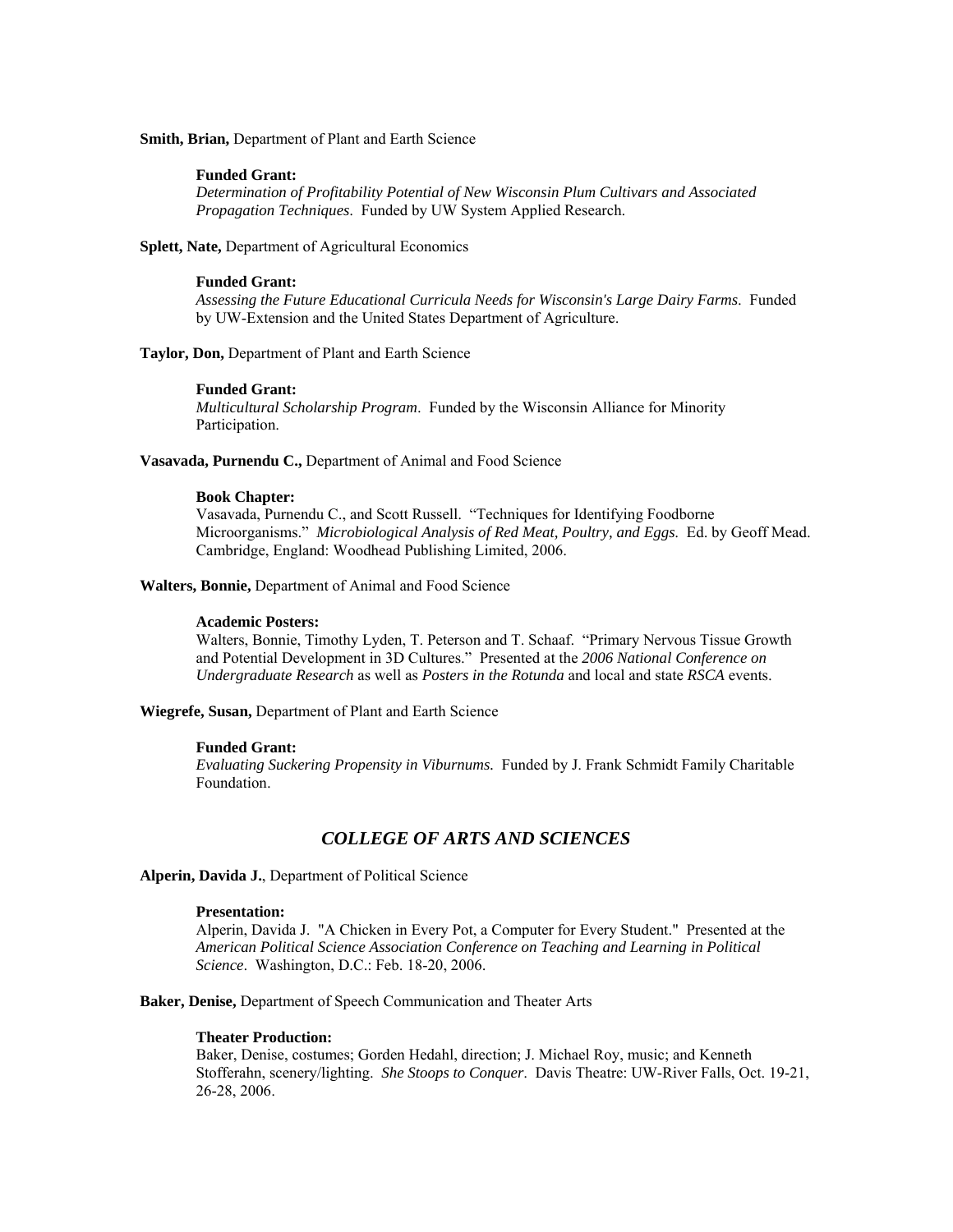**Smith, Brian,** Department of Plant and Earth Science

**Funded Grant:**
*Determination of Profitability Potential of New Wisconsin Plum Cultivars and Associated Propagation Techniques*. Funded by UW System Applied Research.

**Splett, Nate,** Department of Agricultural Economics

**Funded Grant:**
*Assessing the Future Educational Curricula Needs for Wisconsin's Large Dairy Farms*. Funded by UW-Extension and the United States Department of Agriculture.

**Taylor, Don,** Department of Plant and Earth Science

**Funded Grant:**
*Multicultural Scholarship Program*. Funded by the Wisconsin Alliance for Minority Participation.

**Vasavada, Purnendu C.,** Department of Animal and Food Science

**Book Chapter:**
Vasavada, Purnendu C., and Scott Russell. "Techniques for Identifying Foodborne Microorganisms." *Microbiological Analysis of Red Meat, Poultry, and Eggs*. Ed. by Geoff Mead. Cambridge, England: Woodhead Publishing Limited, 2006.

**Walters, Bonnie,** Department of Animal and Food Science

**Academic Posters:**
Walters, Bonnie, Timothy Lyden, T. Peterson and T. Schaaf. "Primary Nervous Tissue Growth and Potential Development in 3D Cultures." Presented at the *2006 National Conference on Undergraduate Research* as well as *Posters in the Rotunda* and local and state *RSCA* events.

**Wiegrefe, Susan,** Department of Plant and Earth Science

**Funded Grant:**
*Evaluating Suckering Propensity in Viburnums.* Funded by J. Frank Schmidt Family Charitable Foundation.

## *COLLEGE OF ARTS AND SCIENCES*

**Alperin, Davida J.**, Department of Political Science

**Presentation:**
Alperin, Davida J. "A Chicken in Every Pot, a Computer for Every Student." Presented at the *American Political Science Association Conference on Teaching and Learning in Political Science*. Washington, D.C.: Feb. 18-20, 2006.

**Baker, Denise,** Department of Speech Communication and Theater Arts

**Theater Production:**
Baker, Denise, costumes; Gorden Hedahl, direction; J. Michael Roy, music; and Kenneth Stofferahn, scenery/lighting. *She Stoops to Conquer*. Davis Theatre: UW-River Falls, Oct. 19-21, 26-28, 2006.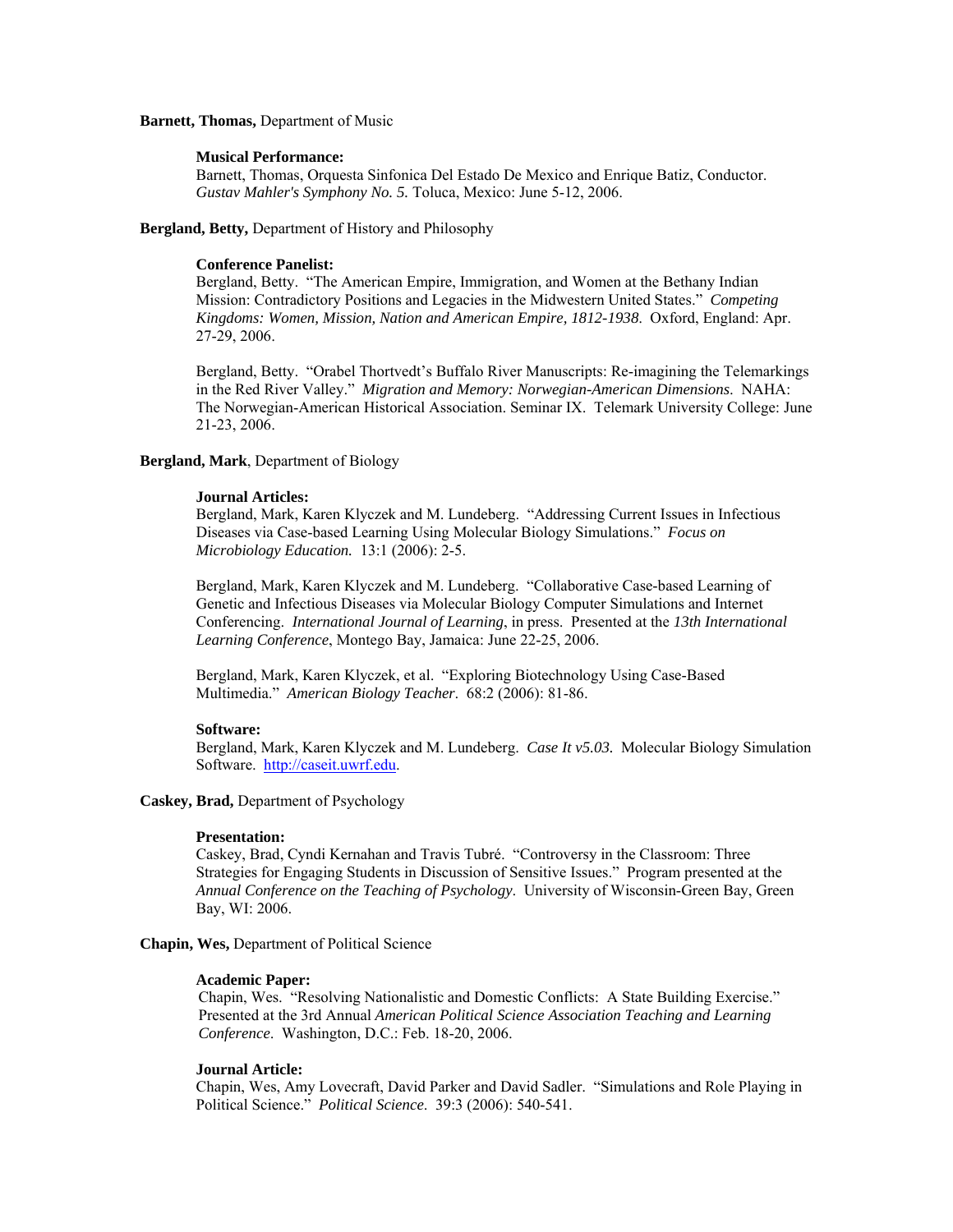**Barnett, Thomas,** Department of Music

**Musical Performance:**
Barnett, Thomas, Orquesta Sinfonica Del Estado De Mexico and Enrique Batiz, Conductor. *Gustav Mahler's Symphony No. 5.* Toluca, Mexico: June 5-12, 2006.

**Bergland, Betty,** Department of History and Philosophy

**Conference Panelist:**
Bergland, Betty. "The American Empire, Immigration, and Women at the Bethany Indian Mission: Contradictory Positions and Legacies in the Midwestern United States." *Competing Kingdoms: Women, Mission, Nation and American Empire, 1812-1938*. Oxford, England: Apr. 27-29, 2006.

Bergland, Betty. "Orabel Thortvedt's Buffalo River Manuscripts: Re-imagining the Telemarkings in the Red River Valley." *Migration and Memory: Norwegian-American Dimensions*. NAHA: The Norwegian-American Historical Association. Seminar IX. Telemark University College: June 21-23, 2006.

**Bergland, Mark**, Department of Biology

**Journal Articles:**
Bergland, Mark, Karen Klyczek and M. Lundeberg. "Addressing Current Issues in Infectious Diseases via Case-based Learning Using Molecular Biology Simulations." *Focus on Microbiology Education.* 13:1 (2006): 2-5.

Bergland, Mark, Karen Klyczek and M. Lundeberg. "Collaborative Case-based Learning of Genetic and Infectious Diseases via Molecular Biology Computer Simulations and Internet Conferencing. *International Journal of Learning*, in press. Presented at the *13th International Learning Conference*, Montego Bay, Jamaica: June 22-25, 2006.

Bergland, Mark, Karen Klyczek, et al. "Exploring Biotechnology Using Case-Based Multimedia." *American Biology Teacher*. 68:2 (2006): 81-86.

**Software:**
Bergland, Mark, Karen Klyczek and M. Lundeberg. *Case It v5.03.* Molecular Biology Simulation Software. http://caseit.uwrf.edu.

**Caskey, Brad,** Department of Psychology

**Presentation:**
Caskey, Brad, Cyndi Kernahan and Travis Tubré. "Controversy in the Classroom: Three Strategies for Engaging Students in Discussion of Sensitive Issues." Program presented at the *Annual Conference on the Teaching of Psychology*. University of Wisconsin-Green Bay, Green Bay, WI: 2006.

**Chapin, Wes,** Department of Political Science

**Academic Paper:**
Chapin, Wes. "Resolving Nationalistic and Domestic Conflicts: A State Building Exercise." Presented at the 3rd Annual *American Political Science Association Teaching and Learning Conference*. Washington, D.C.: Feb. 18-20, 2006.

**Journal Article:**
Chapin, Wes, Amy Lovecraft, David Parker and David Sadler. "Simulations and Role Playing in Political Science." *Political Science*. 39:3 (2006): 540-541.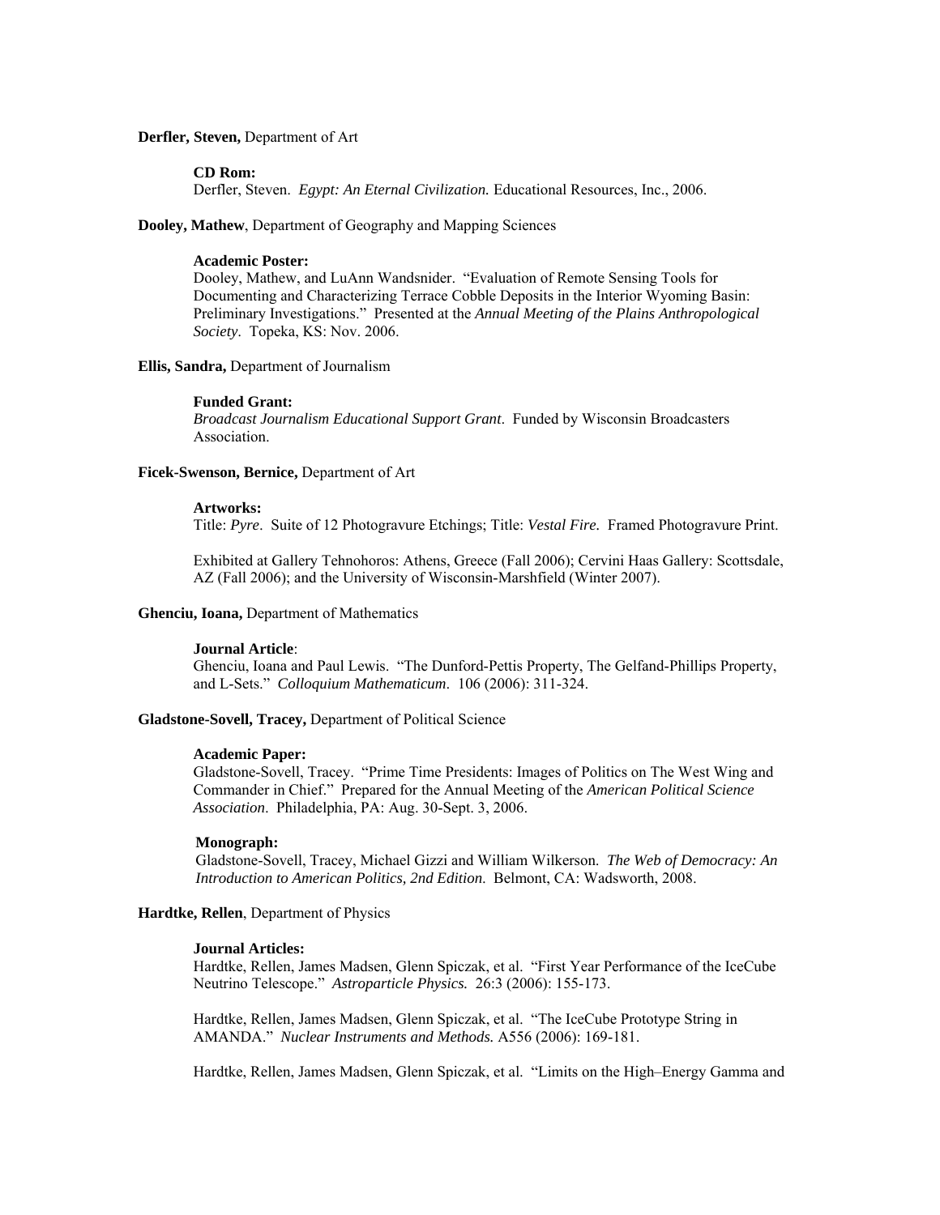**Derfler, Steven,** Department of Art

**CD Rom:**
Derfler, Steven. *Egypt: An Eternal Civilization.* Educational Resources, Inc., 2006.

**Dooley, Mathew**, Department of Geography and Mapping Sciences

**Academic Poster:**
Dooley, Mathew, and LuAnn Wandsnider. "Evaluation of Remote Sensing Tools for Documenting and Characterizing Terrace Cobble Deposits in the Interior Wyoming Basin: Preliminary Investigations." Presented at the *Annual Meeting of the Plains Anthropological Society*. Topeka, KS: Nov. 2006.

**Ellis, Sandra,** Department of Journalism

**Funded Grant:**
*Broadcast Journalism Educational Support Grant*. Funded by Wisconsin Broadcasters Association.

**Ficek-Swenson, Bernice,** Department of Art

**Artworks:**
Title: *Pyre*. Suite of 12 Photogravure Etchings; Title: *Vestal Fire.* Framed Photogravure Print.

Exhibited at Gallery Tehnohoros: Athens, Greece (Fall 2006); Cervini Haas Gallery: Scottsdale, AZ (Fall 2006); and the University of Wisconsin-Marshfield (Winter 2007).

**Ghenciu, Ioana,** Department of Mathematics

**Journal Article**:
Ghenciu, Ioana and Paul Lewis. "The Dunford-Pettis Property, The Gelfand-Phillips Property, and L-Sets." *Colloquium Mathematicum*. 106 (2006): 311-324.

**Gladstone-Sovell, Tracey,** Department of Political Science

**Academic Paper:**
Gladstone-Sovell, Tracey. "Prime Time Presidents: Images of Politics on The West Wing and Commander in Chief." Prepared for the Annual Meeting of the *American Political Science Association*. Philadelphia, PA: Aug. 30-Sept. 3, 2006.

**Monograph:**
Gladstone-Sovell, Tracey, Michael Gizzi and William Wilkerson. *The Web of Democracy: An Introduction to American Politics, 2nd Edition*. Belmont, CA: Wadsworth, 2008.

**Hardtke, Rellen**, Department of Physics

**Journal Articles:**
Hardtke, Rellen, James Madsen, Glenn Spiczak, et al. "First Year Performance of the IceCube Neutrino Telescope." *Astroparticle Physics.* 26:3 (2006): 155-173.

Hardtke, Rellen, James Madsen, Glenn Spiczak, et al. "The IceCube Prototype String in AMANDA." *Nuclear Instruments and Methods.* A556 (2006): 169-181.

Hardtke, Rellen, James Madsen, Glenn Spiczak, et al. "Limits on the High–Energy Gamma and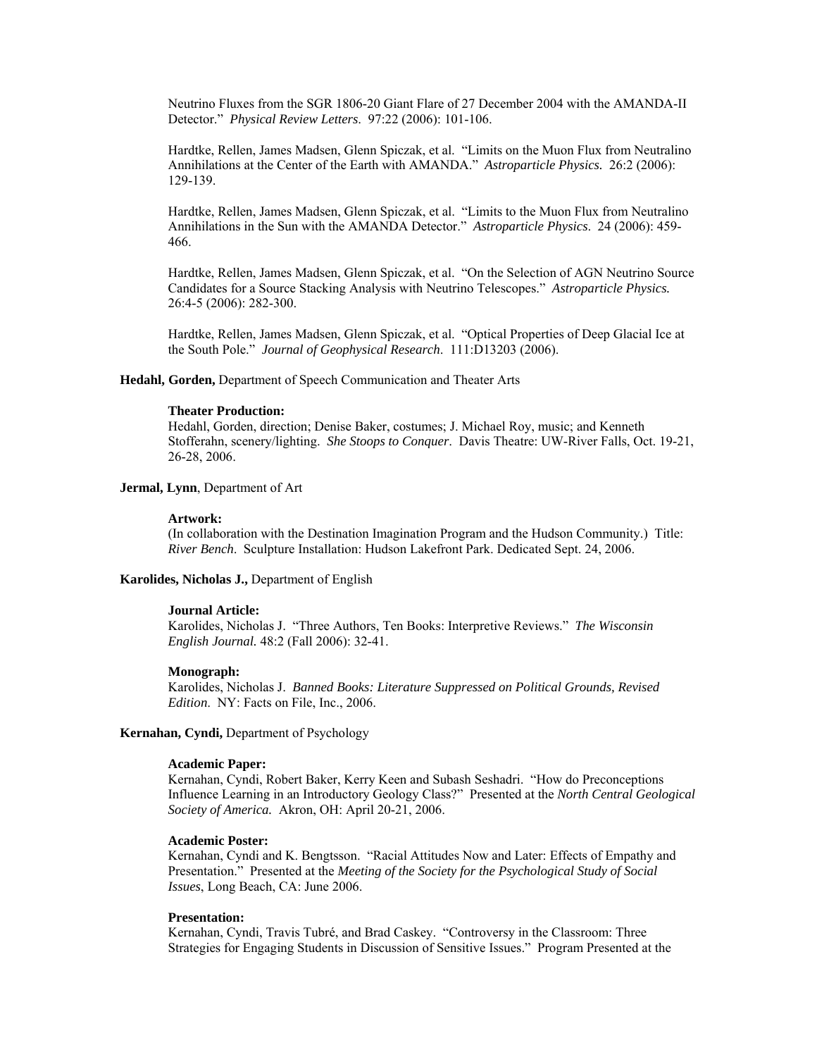Neutrino Fluxes from the SGR 1806-20 Giant Flare of 27 December 2004 with the AMANDA-II Detector." *Physical Review Letters*. 97:22 (2006): 101-106.

Hardtke, Rellen, James Madsen, Glenn Spiczak, et al. "Limits on the Muon Flux from Neutralino Annihilations at the Center of the Earth with AMANDA." *Astroparticle Physics.* 26:2 (2006): 129-139.

Hardtke, Rellen, James Madsen, Glenn Spiczak, et al. "Limits to the Muon Flux from Neutralino Annihilations in the Sun with the AMANDA Detector." *Astroparticle Physics*. 24 (2006): 459-466.

Hardtke, Rellen, James Madsen, Glenn Spiczak, et al. "On the Selection of AGN Neutrino Source Candidates for a Source Stacking Analysis with Neutrino Telescopes." *Astroparticle Physics.* 26:4-5 (2006): 282-300.

Hardtke, Rellen, James Madsen, Glenn Spiczak, et al. "Optical Properties of Deep Glacial Ice at the South Pole." *Journal of Geophysical Research*. 111:D13203 (2006).

**Hedahl, Gorden,** Department of Speech Communication and Theater Arts

**Theater Production:**
Hedahl, Gorden, direction; Denise Baker, costumes; J. Michael Roy, music; and Kenneth Stofferahn, scenery/lighting. *She Stoops to Conquer*. Davis Theatre: UW-River Falls, Oct. 19-21, 26-28, 2006.

**Jermal, Lynn**, Department of Art

**Artwork:**
(In collaboration with the Destination Imagination Program and the Hudson Community.) Title: *River Bench*. Sculpture Installation: Hudson Lakefront Park. Dedicated Sept. 24, 2006.

**Karolides, Nicholas J.,** Department of English

**Journal Article:**
Karolides, Nicholas J. "Three Authors, Ten Books: Interpretive Reviews." *The Wisconsin English Journal.* 48:2 (Fall 2006): 32-41.

**Monograph:**
Karolides, Nicholas J. *Banned Books: Literature Suppressed on Political Grounds, Revised Edition*. NY: Facts on File, Inc., 2006.

**Kernahan, Cyndi,** Department of Psychology

**Academic Paper:**
Kernahan, Cyndi, Robert Baker, Kerry Keen and Subash Seshadri. "How do Preconceptions Influence Learning in an Introductory Geology Class?" Presented at the *North Central Geological Society of America.* Akron, OH: April 20-21, 2006.

**Academic Poster:**
Kernahan, Cyndi and K. Bengtsson. "Racial Attitudes Now and Later: Effects of Empathy and Presentation." Presented at the *Meeting of the Society for the Psychological Study of Social Issues*, Long Beach, CA: June 2006.

**Presentation:**
Kernahan, Cyndi, Travis Tubré, and Brad Caskey. "Controversy in the Classroom: Three Strategies for Engaging Students in Discussion of Sensitive Issues." Program Presented at the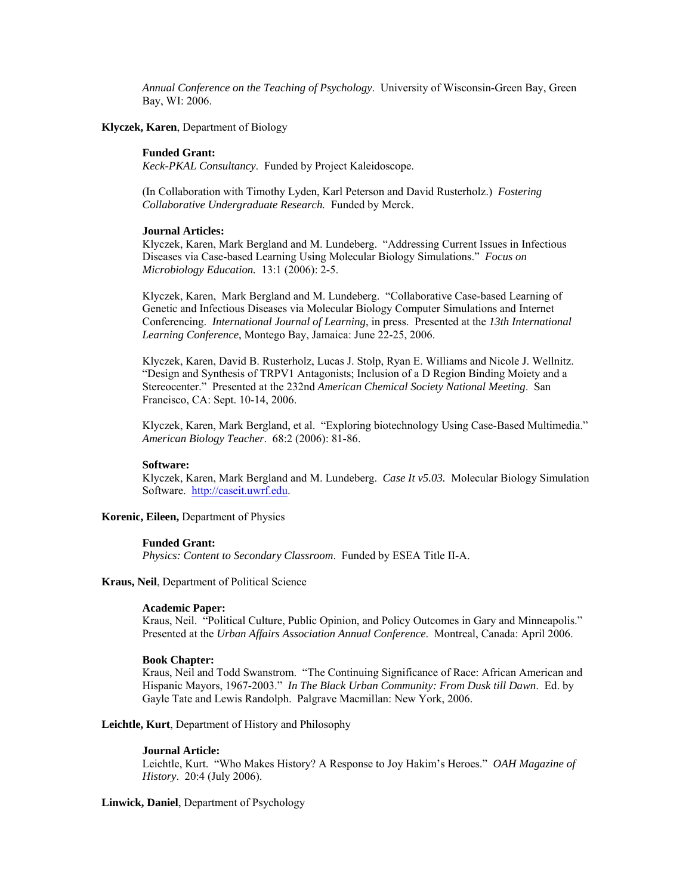*Annual Conference on the Teaching of Psychology*. University of Wisconsin-Green Bay, Green Bay, WI: 2006.

**Klyczek, Karen**, Department of Biology

**Funded Grant:**
*Keck-PKAL Consultancy*. Funded by Project Kaleidoscope.

(In Collaboration with Timothy Lyden, Karl Peterson and David Rusterholz.) *Fostering Collaborative Undergraduate Research.* Funded by Merck.

**Journal Articles:**
Klyczek, Karen, Mark Bergland and M. Lundeberg. "Addressing Current Issues in Infectious Diseases via Case-based Learning Using Molecular Biology Simulations." *Focus on Microbiology Education.* 13:1 (2006): 2-5.

Klyczek, Karen, Mark Bergland and M. Lundeberg. "Collaborative Case-based Learning of Genetic and Infectious Diseases via Molecular Biology Computer Simulations and Internet Conferencing. *International Journal of Learning*, in press. Presented at the *13th International Learning Conference*, Montego Bay, Jamaica: June 22-25, 2006.

Klyczek, Karen, David B. Rusterholz, Lucas J. Stolp, Ryan E. Williams and Nicole J. Wellnitz. "Design and Synthesis of TRPV1 Antagonists; Inclusion of a D Region Binding Moiety and a Stereocenter." Presented at the 232nd *American Chemical Society National Meeting*. San Francisco, CA: Sept. 10-14, 2006.

Klyczek, Karen, Mark Bergland, et al. "Exploring biotechnology Using Case-Based Multimedia." *American Biology Teacher*. 68:2 (2006): 81-86.

**Software:**
Klyczek, Karen, Mark Bergland and M. Lundeberg. *Case It v5.03.* Molecular Biology Simulation Software. http://caseit.uwrf.edu.

**Korenic, Eileen,** Department of Physics

**Funded Grant:**
*Physics: Content to Secondary Classroom*. Funded by ESEA Title II-A.

**Kraus, Neil**, Department of Political Science

**Academic Paper:**
Kraus, Neil. "Political Culture, Public Opinion, and Policy Outcomes in Gary and Minneapolis." Presented at the *Urban Affairs Association Annual Conference*. Montreal, Canada: April 2006.

**Book Chapter:**
Kraus, Neil and Todd Swanstrom. "The Continuing Significance of Race: African American and Hispanic Mayors, 1967-2003." *In The Black Urban Community: From Dusk till Dawn*. Ed. by Gayle Tate and Lewis Randolph. Palgrave Macmillan: New York, 2006.

**Leichtle, Kurt**, Department of History and Philosophy

**Journal Article:**
Leichtle, Kurt. "Who Makes History? A Response to Joy Hakim's Heroes." *OAH Magazine of History*. 20:4 (July 2006).

**Linwick, Daniel**, Department of Psychology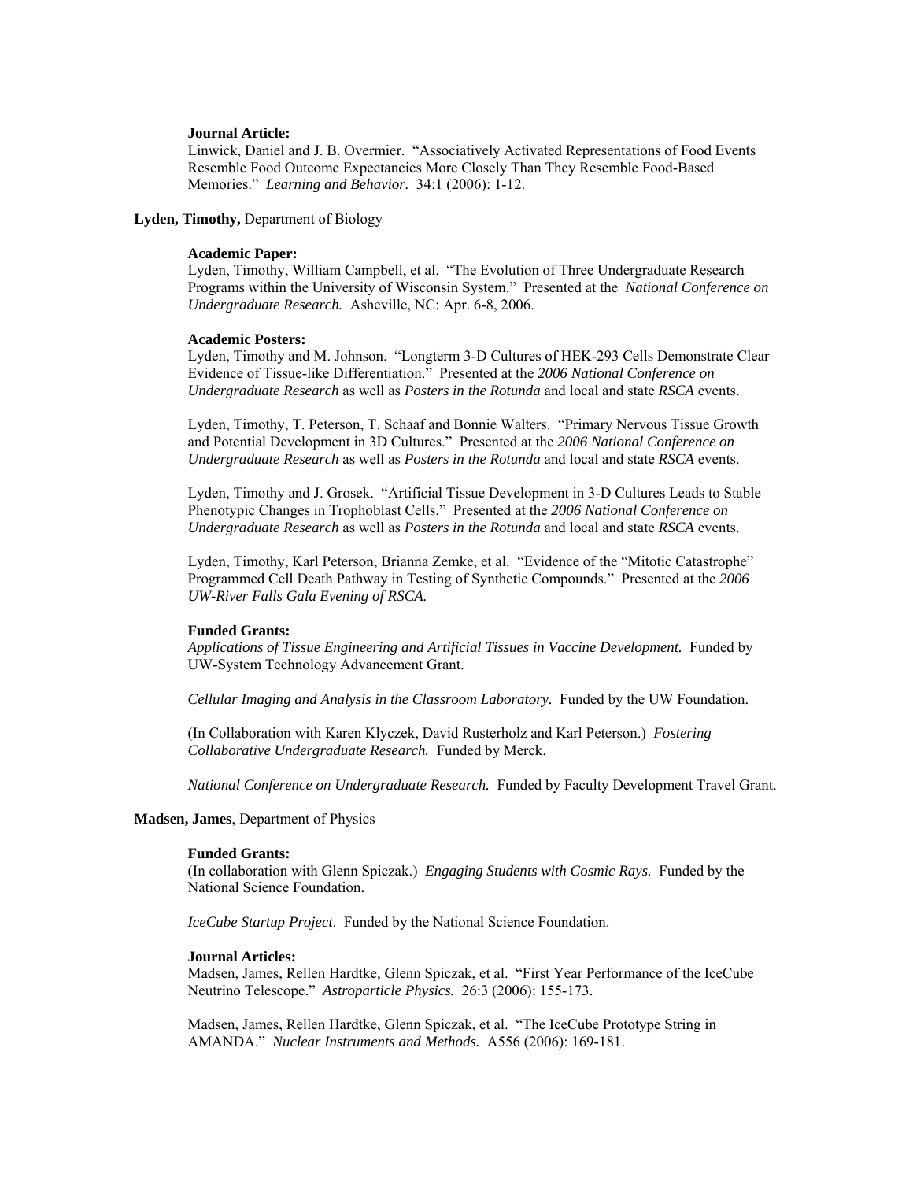**Journal Article:**

Linwick, Daniel and J. B. Overmier. "Associatively Activated Representations of Food Events Resemble Food Outcome Expectancies More Closely Than They Resemble Food-Based Memories." *Learning and Behavior.* 34:1 (2006): 1-12.

**Lyden, Timothy,** Department of Biology

**Academic Paper:**

Lyden, Timothy, William Campbell, et al. "The Evolution of Three Undergraduate Research Programs within the University of Wisconsin System." Presented at the *National Conference on Undergraduate Research.* Asheville, NC: Apr. 6-8, 2006.

**Academic Posters:**

Lyden, Timothy and M. Johnson. "Longterm 3-D Cultures of HEK-293 Cells Demonstrate Clear Evidence of Tissue-like Differentiation." Presented at the *2006 National Conference on Undergraduate Research* as well as *Posters in the Rotunda* and local and state *RSCA* events.

Lyden, Timothy, T. Peterson, T. Schaaf and Bonnie Walters. "Primary Nervous Tissue Growth and Potential Development in 3D Cultures." Presented at the *2006 National Conference on Undergraduate Research* as well as *Posters in the Rotunda* and local and state *RSCA* events.

Lyden, Timothy and J. Grosek. "Artificial Tissue Development in 3-D Cultures Leads to Stable Phenotypic Changes in Trophoblast Cells." Presented at the *2006 National Conference on Undergraduate Research* as well as *Posters in the Rotunda* and local and state *RSCA* events.

Lyden, Timothy, Karl Peterson, Brianna Zemke, et al. "Evidence of the "Mitotic Catastrophe" Programmed Cell Death Pathway in Testing of Synthetic Compounds." Presented at the *2006 UW-River Falls Gala Evening of RSCA.*

**Funded Grants:**

*Applications of Tissue Engineering and Artificial Tissues in Vaccine Development.* Funded by UW-System Technology Advancement Grant.

*Cellular Imaging and Analysis in the Classroom Laboratory.* Funded by the UW Foundation.

(In Collaboration with Karen Klyczek, David Rusterholz and Karl Peterson.) *Fostering Collaborative Undergraduate Research.* Funded by Merck.

*National Conference on Undergraduate Research.* Funded by Faculty Development Travel Grant.

**Madsen, James**, Department of Physics

**Funded Grants:**

(In collaboration with Glenn Spiczak.) *Engaging Students with Cosmic Rays.* Funded by the National Science Foundation.

*IceCube Startup Project.* Funded by the National Science Foundation.

**Journal Articles:**

Madsen, James, Rellen Hardtke, Glenn Spiczak, et al. "First Year Performance of the IceCube Neutrino Telescope." *Astroparticle Physics.* 26:3 (2006): 155-173.

Madsen, James, Rellen Hardtke, Glenn Spiczak, et al. "The IceCube Prototype String in AMANDA." *Nuclear Instruments and Methods.* A556 (2006): 169-181.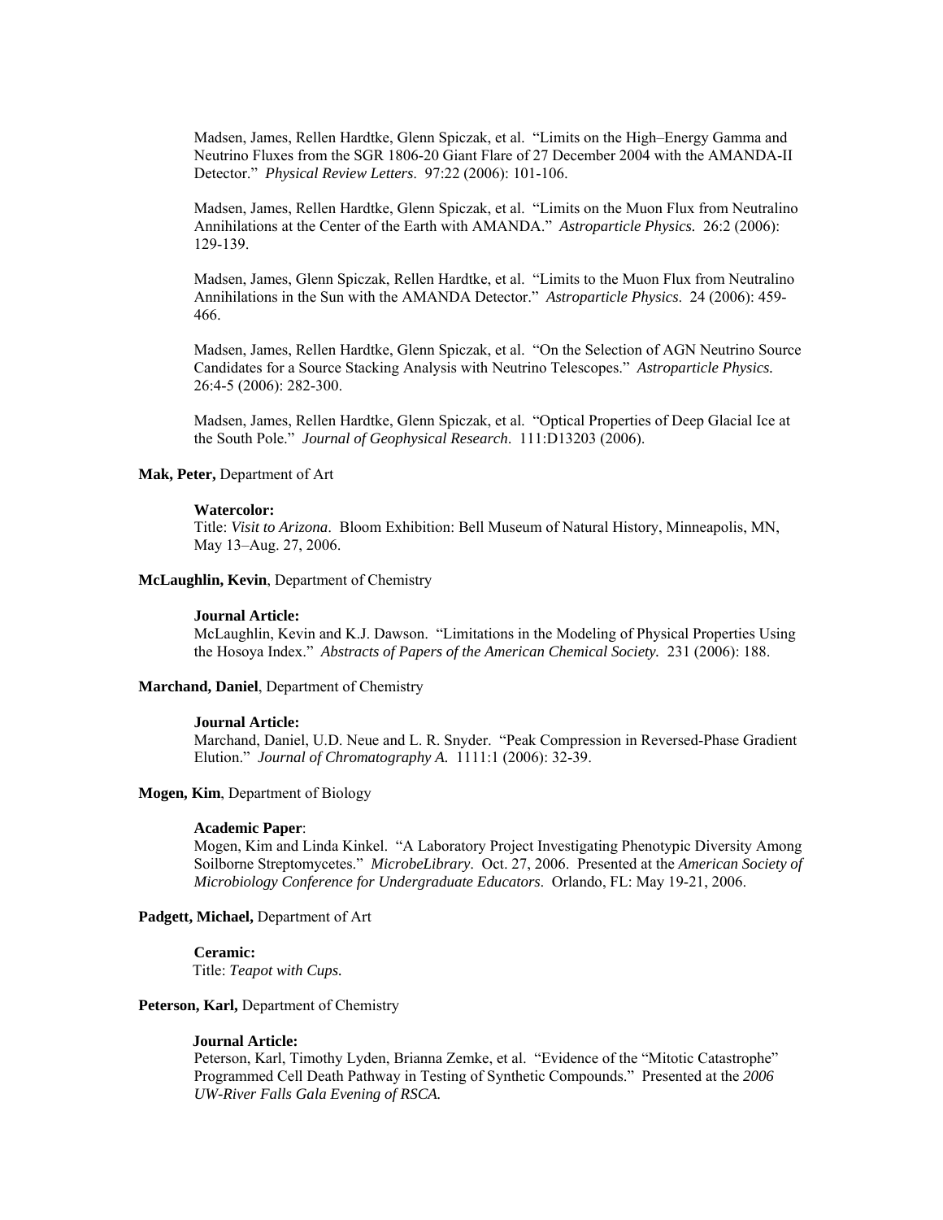Madsen, James, Rellen Hardtke, Glenn Spiczak, et al. "Limits on the High–Energy Gamma and Neutrino Fluxes from the SGR 1806-20 Giant Flare of 27 December 2004 with the AMANDA-II Detector." *Physical Review Letters*. 97:22 (2006): 101-106.

Madsen, James, Rellen Hardtke, Glenn Spiczak, et al. "Limits on the Muon Flux from Neutralino Annihilations at the Center of the Earth with AMANDA." *Astroparticle Physics.* 26:2 (2006): 129-139.

Madsen, James, Glenn Spiczak, Rellen Hardtke, et al. "Limits to the Muon Flux from Neutralino Annihilations in the Sun with the AMANDA Detector." *Astroparticle Physics*. 24 (2006): 459-466.

Madsen, James, Rellen Hardtke, Glenn Spiczak, et al. "On the Selection of AGN Neutrino Source Candidates for a Source Stacking Analysis with Neutrino Telescopes." *Astroparticle Physics.* 26:4-5 (2006): 282-300.

Madsen, James, Rellen Hardtke, Glenn Spiczak, et al. "Optical Properties of Deep Glacial Ice at the South Pole." *Journal of Geophysical Research*. 111:D13203 (2006).

**Mak, Peter,** Department of Art

**Watercolor:**
Title: *Visit to Arizona*. Bloom Exhibition: Bell Museum of Natural History, Minneapolis, MN, May 13–Aug. 27, 2006.

**McLaughlin, Kevin**, Department of Chemistry

**Journal Article:**
McLaughlin, Kevin and K.J. Dawson. "Limitations in the Modeling of Physical Properties Using the Hosoya Index." *Abstracts of Papers of the American Chemical Society.* 231 (2006): 188.

**Marchand, Daniel**, Department of Chemistry

**Journal Article:**
Marchand, Daniel, U.D. Neue and L. R. Snyder. "Peak Compression in Reversed-Phase Gradient Elution." *Journal of Chromatography A.* 1111:1 (2006): 32-39.

**Mogen, Kim**, Department of Biology

**Academic Paper**:
Mogen, Kim and Linda Kinkel. "A Laboratory Project Investigating Phenotypic Diversity Among Soilborne Streptomycetes." *MicrobeLibrary*. Oct. 27, 2006. Presented at the *American Society of Microbiology Conference for Undergraduate Educators*. Orlando, FL: May 19-21, 2006.

**Padgett, Michael,** Department of Art

**Ceramic:**
Title: *Teapot with Cups.*

**Peterson, Karl,** Department of Chemistry

**Journal Article:**
Peterson, Karl, Timothy Lyden, Brianna Zemke, et al. "Evidence of the "Mitotic Catastrophe" Programmed Cell Death Pathway in Testing of Synthetic Compounds." Presented at the *2006 UW-River Falls Gala Evening of RSCA.*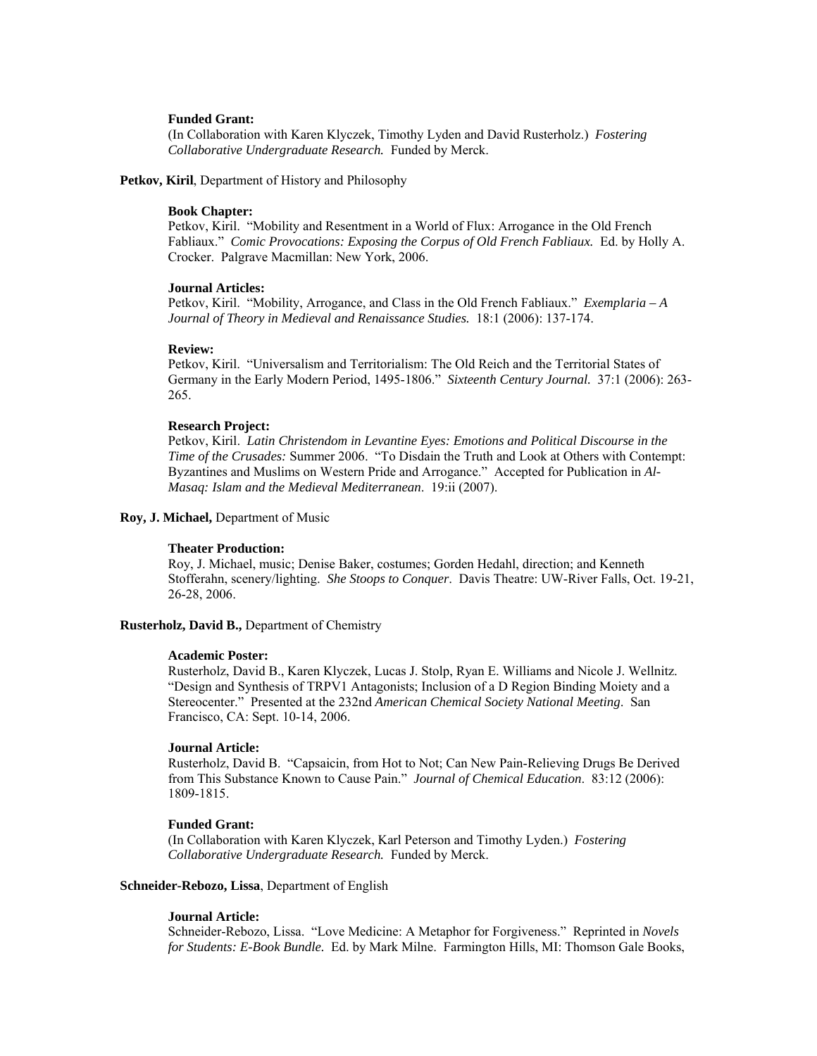**Funded Grant:**

(In Collaboration with Karen Klyczek, Timothy Lyden and David Rusterholz.) *Fostering Collaborative Undergraduate Research.* Funded by Merck.

**Petkov, Kiril**, Department of History and Philosophy

**Book Chapter:**

Petkov, Kiril. "Mobility and Resentment in a World of Flux: Arrogance in the Old French Fabliaux." *Comic Provocations: Exposing the Corpus of Old French Fabliaux.* Ed. by Holly A. Crocker. Palgrave Macmillan: New York, 2006.

**Journal Articles:**

Petkov, Kiril. "Mobility, Arrogance, and Class in the Old French Fabliaux." *Exemplaria – A Journal of Theory in Medieval and Renaissance Studies.* 18:1 (2006): 137-174.

**Review:**

Petkov, Kiril. "Universalism and Territorialism: The Old Reich and the Territorial States of Germany in the Early Modern Period, 1495-1806." *Sixteenth Century Journal.* 37:1 (2006): 263-265.

**Research Project:**

Petkov, Kiril. *Latin Christendom in Levantine Eyes: Emotions and Political Discourse in the Time of the Crusades:* Summer 2006. "To Disdain the Truth and Look at Others with Contempt: Byzantines and Muslims on Western Pride and Arrogance." Accepted for Publication in *Al-Masaq: Islam and the Medieval Mediterranean*. 19:ii (2007).

**Roy, J. Michael,** Department of Music

**Theater Production:**

Roy, J. Michael, music; Denise Baker, costumes; Gorden Hedahl, direction; and Kenneth Stofferahn, scenery/lighting. *She Stoops to Conquer*. Davis Theatre: UW-River Falls, Oct. 19-21, 26-28, 2006.

**Rusterholz, David B.,** Department of Chemistry

**Academic Poster:**

Rusterholz, David B., Karen Klyczek, Lucas J. Stolp, Ryan E. Williams and Nicole J. Wellnitz. "Design and Synthesis of TRPV1 Antagonists; Inclusion of a D Region Binding Moiety and a Stereocenter." Presented at the 232nd *American Chemical Society National Meeting*. San Francisco, CA: Sept. 10-14, 2006.

**Journal Article:**

Rusterholz, David B. "Capsaicin, from Hot to Not; Can New Pain-Relieving Drugs Be Derived from This Substance Known to Cause Pain." *Journal of Chemical Education*. 83:12 (2006): 1809-1815.

**Funded Grant:**

(In Collaboration with Karen Klyczek, Karl Peterson and Timothy Lyden.) *Fostering Collaborative Undergraduate Research.* Funded by Merck.

**Schneider-Rebozo, Lissa**, Department of English

**Journal Article:**

Schneider-Rebozo, Lissa. "Love Medicine: A Metaphor for Forgiveness." Reprinted in *Novels for Students: E-Book Bundle*. Ed. by Mark Milne. Farmington Hills, MI: Thomson Gale Books,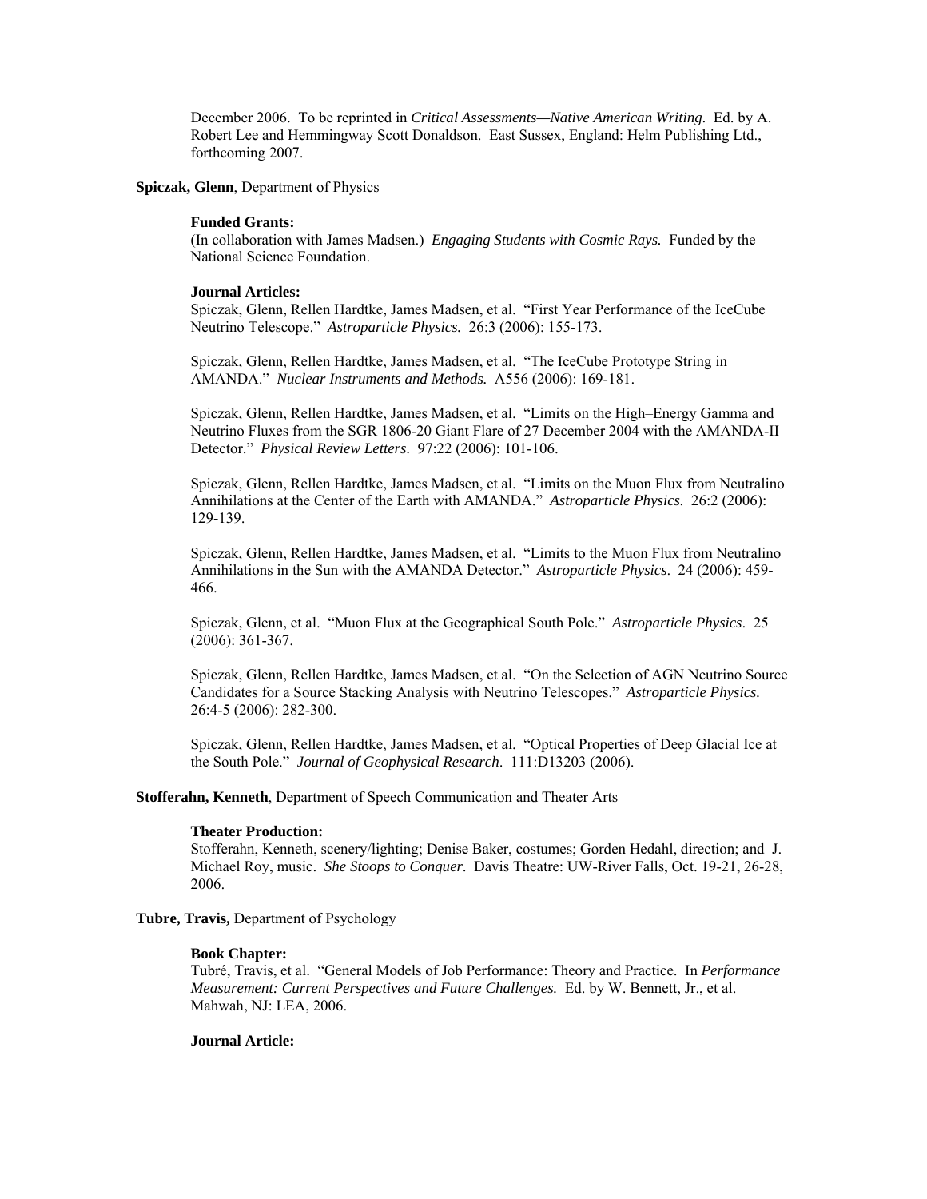December 2006. To be reprinted in *Critical Assessments—Native American Writing.* Ed. by A. Robert Lee and Hemmingway Scott Donaldson. East Sussex, England: Helm Publishing Ltd., forthcoming 2007.

**Spiczak, Glenn**, Department of Physics

**Funded Grants:**

(In collaboration with James Madsen.) *Engaging Students with Cosmic Rays.* Funded by the National Science Foundation.

**Journal Articles:**

Spiczak, Glenn, Rellen Hardtke, James Madsen, et al. "First Year Performance of the IceCube Neutrino Telescope." *Astroparticle Physics.* 26:3 (2006): 155-173.

Spiczak, Glenn, Rellen Hardtke, James Madsen, et al. "The IceCube Prototype String in AMANDA." *Nuclear Instruments and Methods.* A556 (2006): 169-181.

Spiczak, Glenn, Rellen Hardtke, James Madsen, et al. "Limits on the High–Energy Gamma and Neutrino Fluxes from the SGR 1806-20 Giant Flare of 27 December 2004 with the AMANDA-II Detector." *Physical Review Letters*. 97:22 (2006): 101-106.

Spiczak, Glenn, Rellen Hardtke, James Madsen, et al. "Limits on the Muon Flux from Neutralino Annihilations at the Center of the Earth with AMANDA." *Astroparticle Physics.* 26:2 (2006): 129-139.

Spiczak, Glenn, Rellen Hardtke, James Madsen, et al. "Limits to the Muon Flux from Neutralino Annihilations in the Sun with the AMANDA Detector." *Astroparticle Physics*. 24 (2006): 459-466.

Spiczak, Glenn, et al. "Muon Flux at the Geographical South Pole." *Astroparticle Physics*. 25 (2006): 361-367.

Spiczak, Glenn, Rellen Hardtke, James Madsen, et al. "On the Selection of AGN Neutrino Source Candidates for a Source Stacking Analysis with Neutrino Telescopes." *Astroparticle Physics.* 26:4-5 (2006): 282-300.

Spiczak, Glenn, Rellen Hardtke, James Madsen, et al. "Optical Properties of Deep Glacial Ice at the South Pole." *Journal of Geophysical Research*. 111:D13203 (2006).

**Stofferahn, Kenneth**, Department of Speech Communication and Theater Arts

**Theater Production:**

Stofferahn, Kenneth, scenery/lighting; Denise Baker, costumes; Gorden Hedahl, direction; and J. Michael Roy, music. *She Stoops to Conquer*. Davis Theatre: UW-River Falls, Oct. 19-21, 26-28, 2006.

**Tubre, Travis,** Department of Psychology

**Book Chapter:**

Tubré, Travis, et al. "General Models of Job Performance: Theory and Practice. In *Performance Measurement: Current Perspectives and Future Challenges.* Ed. by W. Bennett, Jr., et al. Mahwah, NJ: LEA, 2006.

**Journal Article:**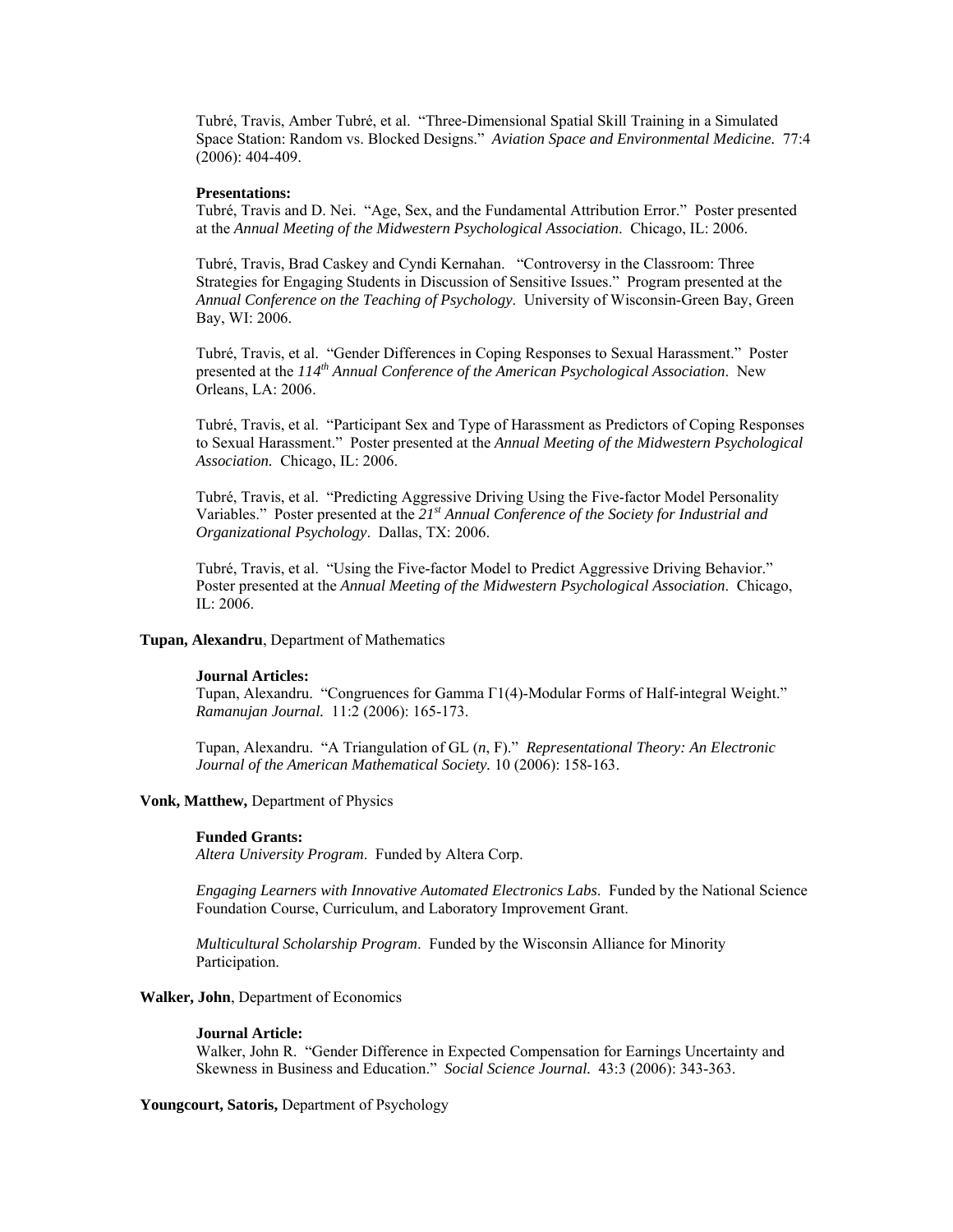Tubré, Travis, Amber Tubré, et al. "Three-Dimensional Spatial Skill Training in a Simulated Space Station: Random vs. Blocked Designs." *Aviation Space and Environmental Medicine.* 77:4 (2006): 404-409.

**Presentations:**

Tubré, Travis and D. Nei. "Age, Sex, and the Fundamental Attribution Error." Poster presented at the *Annual Meeting of the Midwestern Psychological Association*. Chicago, IL: 2006.

Tubré, Travis, Brad Caskey and Cyndi Kernahan. "Controversy in the Classroom: Three Strategies for Engaging Students in Discussion of Sensitive Issues." Program presented at the *Annual Conference on the Teaching of Psychology*. University of Wisconsin-Green Bay, Green Bay, WI: 2006.

Tubré, Travis, et al. "Gender Differences in Coping Responses to Sexual Harassment." Poster presented at the *114th Annual Conference of the American Psychological Association*. New Orleans, LA: 2006.

Tubré, Travis, et al. "Participant Sex and Type of Harassment as Predictors of Coping Responses to Sexual Harassment." Poster presented at the *Annual Meeting of the Midwestern Psychological Association.* Chicago, IL: 2006.

Tubré, Travis, et al. "Predicting Aggressive Driving Using the Five-factor Model Personality Variables." Poster presented at the *21st Annual Conference of the Society for Industrial and Organizational Psychology*. Dallas, TX: 2006.

Tubré, Travis, et al. "Using the Five-factor Model to Predict Aggressive Driving Behavior." Poster presented at the *Annual Meeting of the Midwestern Psychological Association*. Chicago, IL: 2006.

**Tupan, Alexandru**, Department of Mathematics

**Journal Articles:**

Tupan, Alexandru. "Congruences for Gamma Γ1(4)-Modular Forms of Half-integral Weight." *Ramanujan Journal.* 11:2 (2006): 165-173.

Tupan, Alexandru. "A Triangulation of GL (*n*, F)." *Representational Theory: An Electronic Journal of the American Mathematical Society.* 10 (2006): 158-163.

**Vonk, Matthew,** Department of Physics

**Funded Grants:**

*Altera University Program*. Funded by Altera Corp.

*Engaging Learners with Innovative Automated Electronics Labs*. Funded by the National Science Foundation Course, Curriculum, and Laboratory Improvement Grant.

*Multicultural Scholarship Program*. Funded by the Wisconsin Alliance for Minority Participation.

**Walker, John**, Department of Economics

**Journal Article:**

Walker, John R. "Gender Difference in Expected Compensation for Earnings Uncertainty and Skewness in Business and Education." *Social Science Journal.* 43:3 (2006): 343-363.

**Youngcourt, Satoris,** Department of Psychology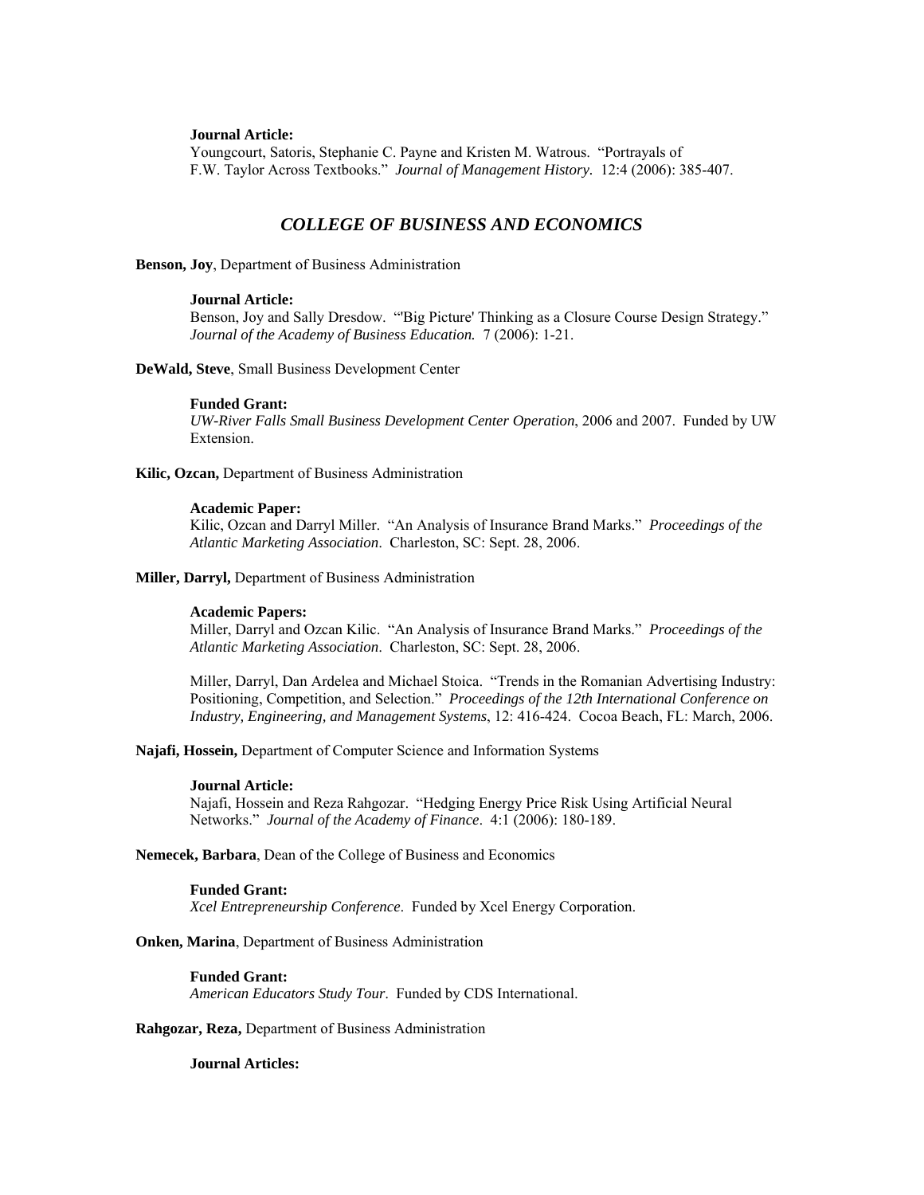**Journal Article:**
Youngcourt, Satoris, Stephanie C. Payne and Kristen M. Watrous. "Portrayals of F.W. Taylor Across Textbooks." *Journal of Management History.* 12:4 (2006): 385-407.

## *COLLEGE OF BUSINESS AND ECONOMICS*

**Benson, Joy**, Department of Business Administration

**Journal Article:**
Benson, Joy and Sally Dresdow. "'Big Picture' Thinking as a Closure Course Design Strategy." *Journal of the Academy of Business Education.* 7 (2006): 1-21.

**DeWald, Steve**, Small Business Development Center

**Funded Grant:**
*UW-River Falls Small Business Development Center Operation*, 2006 and 2007. Funded by UW Extension.

**Kilic, Ozcan,** Department of Business Administration

**Academic Paper:**
Kilic, Ozcan and Darryl Miller. "An Analysis of Insurance Brand Marks." *Proceedings of the Atlantic Marketing Association*. Charleston, SC: Sept. 28, 2006.

**Miller, Darryl,** Department of Business Administration

**Academic Papers:**
Miller, Darryl and Ozcan Kilic. "An Analysis of Insurance Brand Marks." *Proceedings of the Atlantic Marketing Association*. Charleston, SC: Sept. 28, 2006.

Miller, Darryl, Dan Ardelea and Michael Stoica. "Trends in the Romanian Advertising Industry: Positioning, Competition, and Selection." *Proceedings of the 12th International Conference on Industry, Engineering, and Management Systems*, 12: 416-424. Cocoa Beach, FL: March, 2006.

**Najafi, Hossein,** Department of Computer Science and Information Systems

**Journal Article:**
Najafi, Hossein and Reza Rahgozar. "Hedging Energy Price Risk Using Artificial Neural Networks." *Journal of the Academy of Finance*. 4:1 (2006): 180-189.

**Nemecek, Barbara**, Dean of the College of Business and Economics

**Funded Grant:**
*Xcel Entrepreneurship Conference*. Funded by Xcel Energy Corporation.

**Onken, Marina**, Department of Business Administration

**Funded Grant:**
*American Educators Study Tour*. Funded by CDS International.

**Rahgozar, Reza,** Department of Business Administration

**Journal Articles:**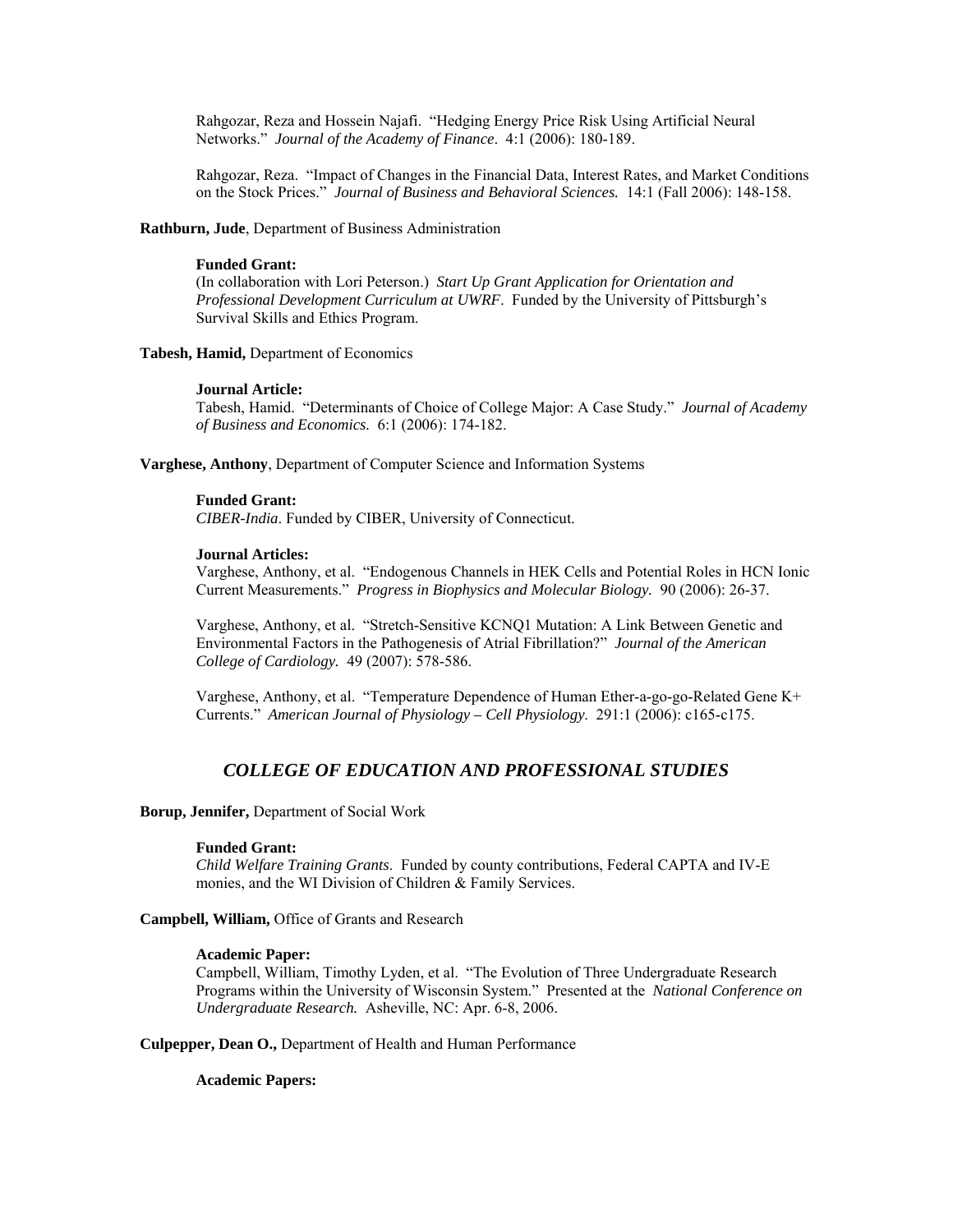Rahgozar, Reza and Hossein Najafi. "Hedging Energy Price Risk Using Artificial Neural Networks." *Journal of the Academy of Finance*. 4:1 (2006): 180-189.

Rahgozar, Reza. "Impact of Changes in the Financial Data, Interest Rates, and Market Conditions on the Stock Prices." *Journal of Business and Behavioral Sciences.* 14:1 (Fall 2006): 148-158.

**Rathburn, Jude**, Department of Business Administration

**Funded Grant:**
(In collaboration with Lori Peterson.) *Start Up Grant Application for Orientation and Professional Development Curriculum at UWRF*. Funded by the University of Pittsburgh's Survival Skills and Ethics Program.

**Tabesh, Hamid,** Department of Economics

**Journal Article:**
Tabesh, Hamid. "Determinants of Choice of College Major: A Case Study." *Journal of Academy of Business and Economics.* 6:1 (2006): 174-182.

**Varghese, Anthony**, Department of Computer Science and Information Systems

**Funded Grant:**
*CIBER-India*. Funded by CIBER, University of Connecticut.

**Journal Articles:**
Varghese, Anthony, et al. "Endogenous Channels in HEK Cells and Potential Roles in HCN Ionic Current Measurements." *Progress in Biophysics and Molecular Biology.* 90 (2006): 26-37.

Varghese, Anthony, et al. "Stretch-Sensitive KCNQ1 Mutation: A Link Between Genetic and Environmental Factors in the Pathogenesis of Atrial Fibrillation?" *Journal of the American College of Cardiology.* 49 (2007): 578-586.

Varghese, Anthony, et al. "Temperature Dependence of Human Ether-a-go-go-Related Gene K+ Currents." *American Journal of Physiology – Cell Physiology*. 291:1 (2006): c165-c175.

## *COLLEGE OF EDUCATION AND PROFESSIONAL STUDIES*

**Borup, Jennifer,** Department of Social Work

**Funded Grant:**
*Child Welfare Training Grants*. Funded by county contributions, Federal CAPTA and IV-E monies, and the WI Division of Children & Family Services.

**Campbell, William,** Office of Grants and Research

**Academic Paper:**
Campbell, William, Timothy Lyden, et al. "The Evolution of Three Undergraduate Research Programs within the University of Wisconsin System." Presented at the *National Conference on Undergraduate Research.* Asheville, NC: Apr. 6-8, 2006.

**Culpepper, Dean O.,** Department of Health and Human Performance

**Academic Papers:**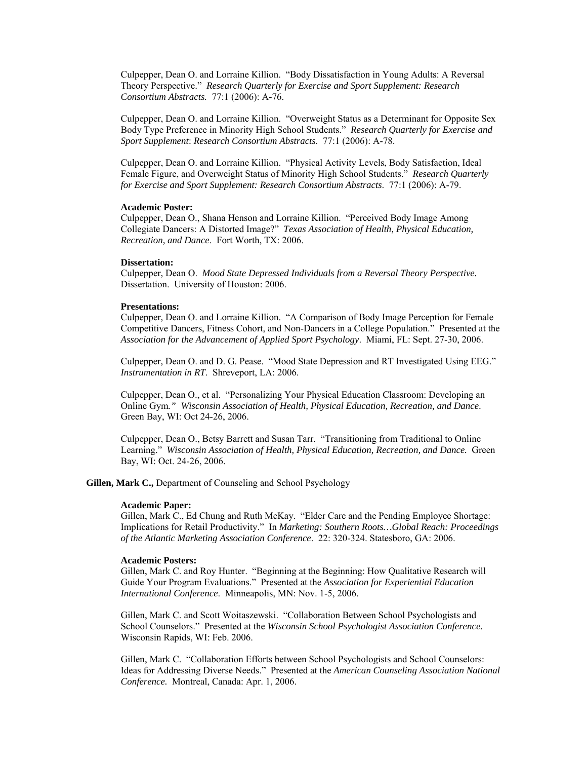Culpepper, Dean O. and Lorraine Killion. "Body Dissatisfaction in Young Adults: A Reversal Theory Perspective." *Research Quarterly for Exercise and Sport Supplement: Research Consortium Abstracts.* 77:1 (2006): A-76.

Culpepper, Dean O. and Lorraine Killion. "Overweight Status as a Determinant for Opposite Sex Body Type Preference in Minority High School Students." *Research Quarterly for Exercise and Sport Supplement*: *Research Consortium Abstracts*. 77:1 (2006): A-78.

Culpepper, Dean O. and Lorraine Killion. "Physical Activity Levels, Body Satisfaction, Ideal Female Figure, and Overweight Status of Minority High School Students." *Research Quarterly for Exercise and Sport Supplement: Research Consortium Abstracts*. 77:1 (2006): A-79.

**Academic Poster:**
Culpepper, Dean O., Shana Henson and Lorraine Killion. "Perceived Body Image Among Collegiate Dancers: A Distorted Image?" *Texas Association of Health, Physical Education, Recreation, and Dance*. Fort Worth, TX: 2006.

**Dissertation:**
Culpepper, Dean O. *Mood State Depressed Individuals from a Reversal Theory Perspective.* Dissertation. University of Houston: 2006.

**Presentations:**
Culpepper, Dean O. and Lorraine Killion. "A Comparison of Body Image Perception for Female Competitive Dancers, Fitness Cohort, and Non-Dancers in a College Population." Presented at the *Association for the Advancement of Applied Sport Psychology*. Miami, FL: Sept. 27-30, 2006.

Culpepper, Dean O. and D. G. Pease. "Mood State Depression and RT Investigated Using EEG." *Instrumentation in RT*. Shreveport, LA: 2006.

Culpepper, Dean O., et al. "Personalizing Your Physical Education Classroom: Developing an Online Gym*." Wisconsin Association of Health, Physical Education, Recreation, and Dance*. Green Bay, WI: Oct 24-26, 2006.

Culpepper, Dean O., Betsy Barrett and Susan Tarr. "Transitioning from Traditional to Online Learning." *Wisconsin Association of Health, Physical Education, Recreation, and Dance.* Green Bay, WI: Oct. 24-26, 2006.

**Gillen, Mark C.,** Department of Counseling and School Psychology

**Academic Paper:**
Gillen, Mark C., Ed Chung and Ruth McKay. "Elder Care and the Pending Employee Shortage: Implications for Retail Productivity." In *Marketing: Southern Roots…Global Reach: Proceedings of the Atlantic Marketing Association Conference*. 22: 320-324. Statesboro, GA: 2006.

**Academic Posters:**
Gillen, Mark C. and Roy Hunter. "Beginning at the Beginning: How Qualitative Research will Guide Your Program Evaluations." Presented at the *Association for Experiential Education International Conference*. Minneapolis, MN: Nov. 1-5, 2006.

Gillen, Mark C. and Scott Woitaszewski. "Collaboration Between School Psychologists and School Counselors." Presented at the *Wisconsin School Psychologist Association Conference.* Wisconsin Rapids, WI: Feb. 2006.

Gillen, Mark C. "Collaboration Efforts between School Psychologists and School Counselors: Ideas for Addressing Diverse Needs." Presented at the *American Counseling Association National Conference.* Montreal, Canada: Apr. 1, 2006.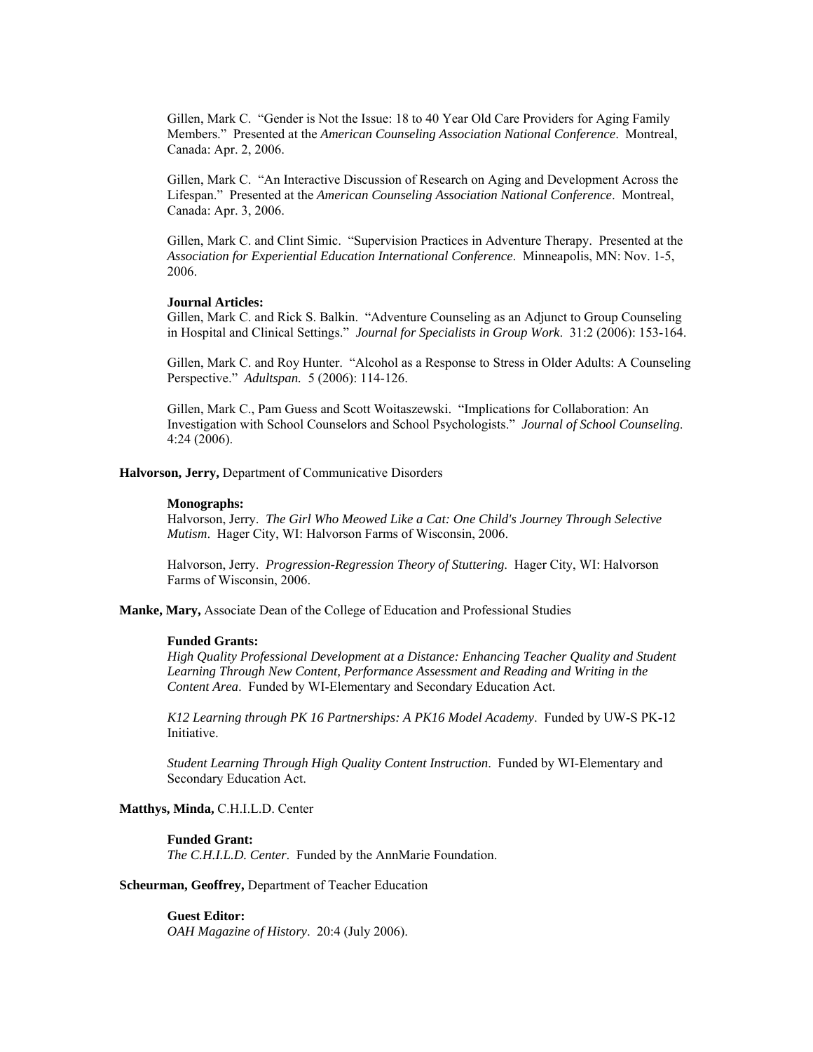Gillen, Mark C. "Gender is Not the Issue: 18 to 40 Year Old Care Providers for Aging Family Members." Presented at the *American Counseling Association National Conference*. Montreal, Canada: Apr. 2, 2006.

Gillen, Mark C. "An Interactive Discussion of Research on Aging and Development Across the Lifespan." Presented at the *American Counseling Association National Conference*. Montreal, Canada: Apr. 3, 2006.

Gillen, Mark C. and Clint Simic. "Supervision Practices in Adventure Therapy. Presented at the *Association for Experiential Education International Conference*. Minneapolis, MN: Nov. 1-5, 2006.

**Journal Articles:**
Gillen, Mark C. and Rick S. Balkin. "Adventure Counseling as an Adjunct to Group Counseling in Hospital and Clinical Settings." *Journal for Specialists in Group Work*. 31:2 (2006): 153-164.

Gillen, Mark C. and Roy Hunter. "Alcohol as a Response to Stress in Older Adults: A Counseling Perspective." *Adultspan.* 5 (2006): 114-126.

Gillen, Mark C., Pam Guess and Scott Woitaszewski. "Implications for Collaboration: An Investigation with School Counselors and School Psychologists." *Journal of School Counseling*. 4:24 (2006).

**Halvorson, Jerry,** Department of Communicative Disorders

**Monographs:**
Halvorson, Jerry. *The Girl Who Meowed Like a Cat: One Child's Journey Through Selective Mutism*. Hager City, WI: Halvorson Farms of Wisconsin, 2006.

Halvorson, Jerry. *Progression-Regression Theory of Stuttering*. Hager City, WI: Halvorson Farms of Wisconsin, 2006.

**Manke, Mary,** Associate Dean of the College of Education and Professional Studies

**Funded Grants:**
*High Quality Professional Development at a Distance: Enhancing Teacher Quality and Student Learning Through New Content, Performance Assessment and Reading and Writing in the Content Area*. Funded by WI-Elementary and Secondary Education Act.

*K12 Learning through PK 16 Partnerships: A PK16 Model Academy*. Funded by UW-S PK-12 Initiative.

*Student Learning Through High Quality Content Instruction*. Funded by WI-Elementary and Secondary Education Act.

**Matthys, Minda,** C.H.I.L.D. Center

**Funded Grant:**
*The C.H.I.L.D. Center*. Funded by the AnnMarie Foundation.

**Scheurman, Geoffrey,** Department of Teacher Education

**Guest Editor:**
*OAH Magazine of History*. 20:4 (July 2006).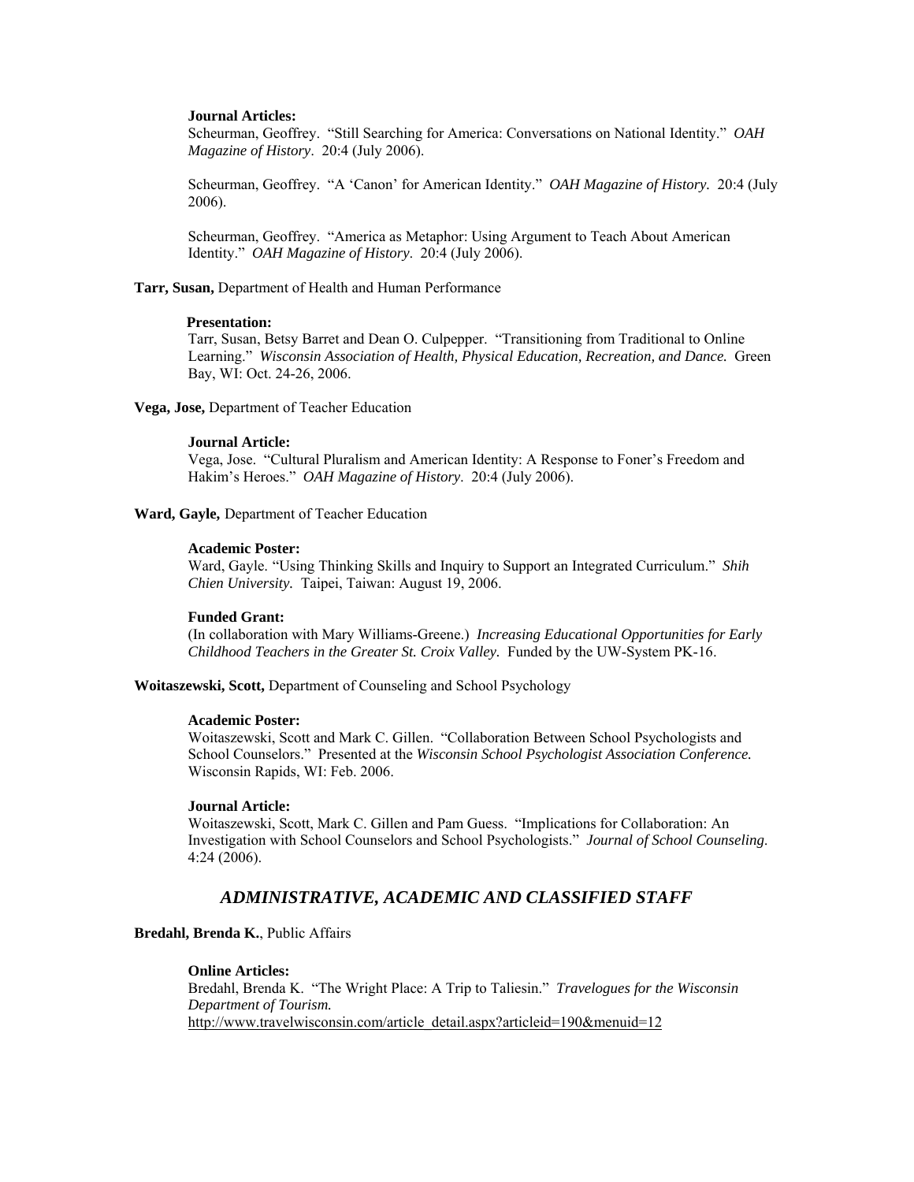**Journal Articles:**

Scheurman, Geoffrey. "Still Searching for America: Conversations on National Identity." *OAH Magazine of History*. 20:4 (July 2006).

Scheurman, Geoffrey. "A 'Canon' for American Identity." *OAH Magazine of History*. 20:4 (July 2006).

Scheurman, Geoffrey. "America as Metaphor: Using Argument to Teach About American Identity." *OAH Magazine of History*. 20:4 (July 2006).

**Tarr, Susan,** Department of Health and Human Performance

**Presentation:**

Tarr, Susan, Betsy Barret and Dean O. Culpepper. "Transitioning from Traditional to Online Learning." *Wisconsin Association of Health, Physical Education, Recreation, and Dance.* Green Bay, WI: Oct. 24-26, 2006.

**Vega, Jose,** Department of Teacher Education

**Journal Article:**

Vega, Jose. "Cultural Pluralism and American Identity: A Response to Foner's Freedom and Hakim's Heroes." *OAH Magazine of History*. 20:4 (July 2006).

**Ward, Gayle,** Department of Teacher Education

**Academic Poster:**

Ward, Gayle. "Using Thinking Skills and Inquiry to Support an Integrated Curriculum." *Shih Chien University.* Taipei, Taiwan: August 19, 2006.

**Funded Grant:**

(In collaboration with Mary Williams-Greene.) *Increasing Educational Opportunities for Early Childhood Teachers in the Greater St. Croix Valley.* Funded by the UW-System PK-16.

**Woitaszewski, Scott,** Department of Counseling and School Psychology

**Academic Poster:**

Woitaszewski, Scott and Mark C. Gillen. "Collaboration Between School Psychologists and School Counselors." Presented at the *Wisconsin School Psychologist Association Conference.* Wisconsin Rapids, WI: Feb. 2006.

**Journal Article:**

Woitaszewski, Scott, Mark C. Gillen and Pam Guess. "Implications for Collaboration: An Investigation with School Counselors and School Psychologists." *Journal of School Counseling*. 4:24 (2006).

## *ADMINISTRATIVE, ACADEMIC AND CLASSIFIED STAFF*

**Bredahl, Brenda K.**, Public Affairs

**Online Articles:**

Bredahl, Brenda K. "The Wright Place: A Trip to Taliesin." *Travelogues for the Wisconsin Department of Tourism.*
http://www.travelwisconsin.com/article_detail.aspx?articleid=190&menuid=12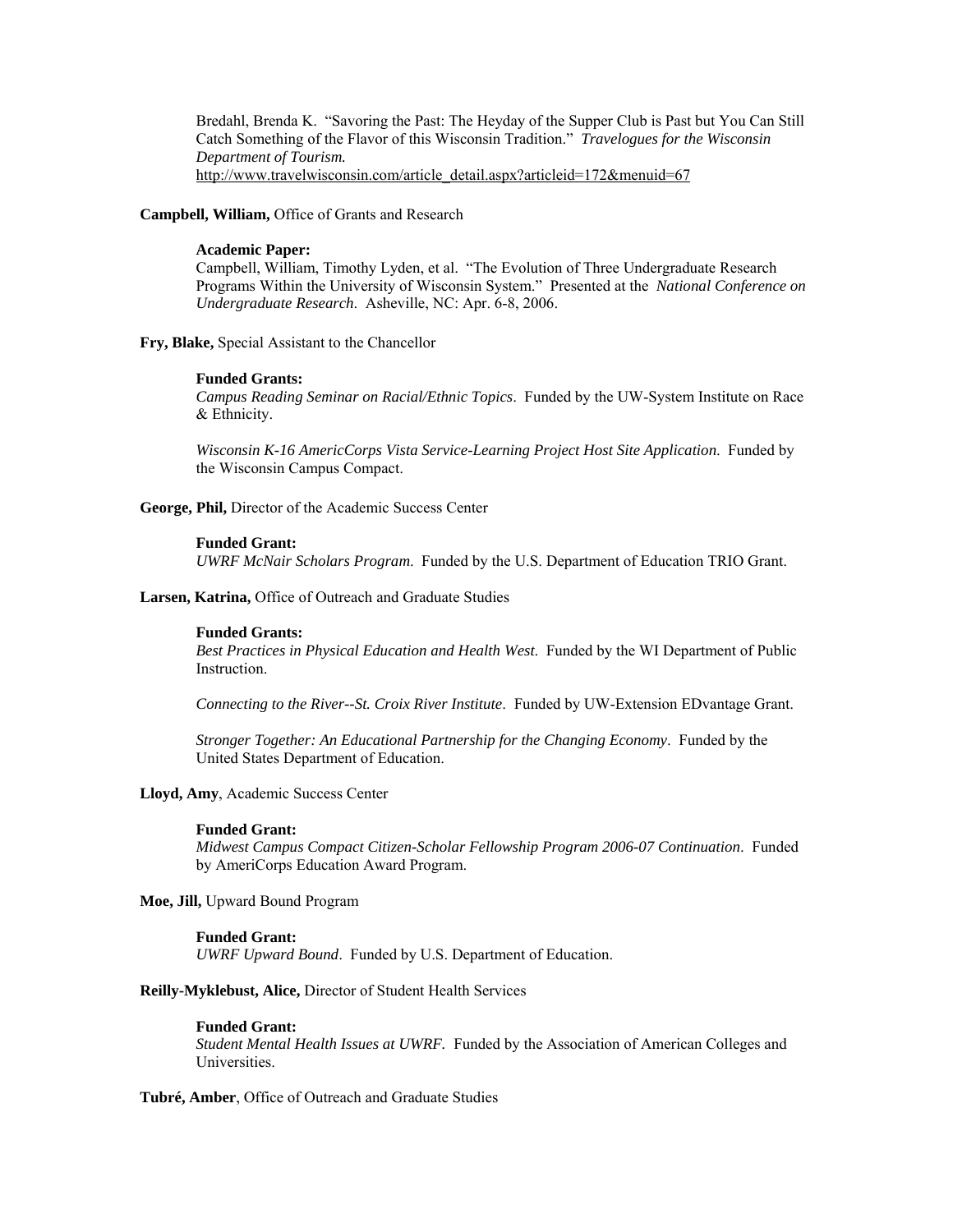Bredahl, Brenda K. "Savoring the Past: The Heyday of the Supper Club is Past but You Can Still Catch Something of the Flavor of this Wisconsin Tradition." *Travelogues for the Wisconsin Department of Tourism.* http://www.travelwisconsin.com/article_detail.aspx?articleid=172&menuid=67

**Campbell, William,** Office of Grants and Research

**Academic Paper:**
Campbell, William, Timothy Lyden, et al. "The Evolution of Three Undergraduate Research Programs Within the University of Wisconsin System." Presented at the *National Conference on Undergraduate Research*. Asheville, NC: Apr. 6-8, 2006.

**Fry, Blake,** Special Assistant to the Chancellor

**Funded Grants:**
*Campus Reading Seminar on Racial/Ethnic Topics*. Funded by the UW-System Institute on Race & Ethnicity.

*Wisconsin K-16 AmericCorps Vista Service-Learning Project Host Site Application*. Funded by the Wisconsin Campus Compact.

**George, Phil,** Director of the Academic Success Center

**Funded Grant:**
*UWRF McNair Scholars Program*. Funded by the U.S. Department of Education TRIO Grant.

**Larsen, Katrina,** Office of Outreach and Graduate Studies

**Funded Grants:**
*Best Practices in Physical Education and Health West*. Funded by the WI Department of Public Instruction.

*Connecting to the River--St. Croix River Institute*. Funded by UW-Extension EDvantage Grant.

*Stronger Together: An Educational Partnership for the Changing Economy*. Funded by the United States Department of Education.

**Lloyd, Amy**, Academic Success Center

**Funded Grant:**
*Midwest Campus Compact Citizen-Scholar Fellowship Program 2006-07 Continuation*. Funded by AmeriCorps Education Award Program.

**Moe, Jill,** Upward Bound Program

**Funded Grant:**
*UWRF Upward Bound*. Funded by U.S. Department of Education.

**Reilly-Myklebust, Alice,** Director of Student Health Services

**Funded Grant:**
*Student Mental Health Issues at UWRF*. Funded by the Association of American Colleges and Universities.

**Tubré, Amber**, Office of Outreach and Graduate Studies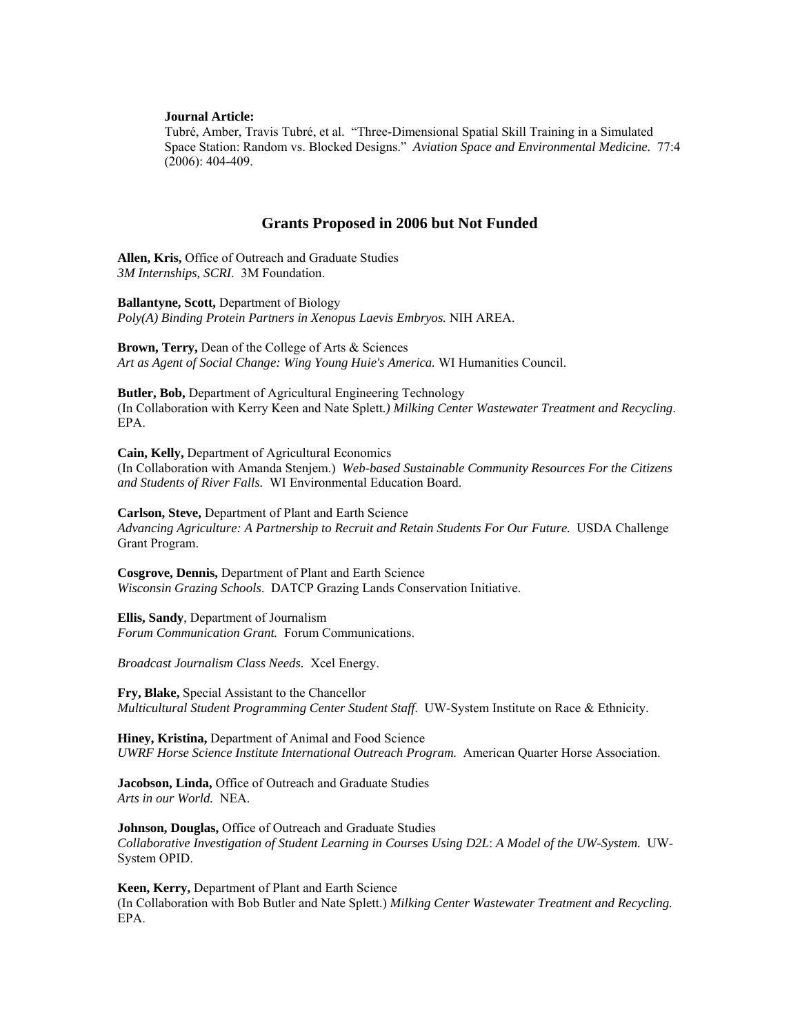**Journal Article:**
Tubré, Amber, Travis Tubré, et al. "Three-Dimensional Spatial Skill Training in a Simulated Space Station: Random vs. Blocked Designs." *Aviation Space and Environmental Medicine.* 77:4 (2006): 404-409.

## Grants Proposed in 2006 but Not Funded

**Allen, Kris,** Office of Outreach and Graduate Studies
*3M Internships, SCRI*. 3M Foundation.

**Ballantyne, Scott,** Department of Biology
*Poly(A) Binding Protein Partners in Xenopus Laevis Embryos.* NIH AREA.

**Brown, Terry,** Dean of the College of Arts & Sciences
*Art as Agent of Social Change: Wing Young Huie's America.* WI Humanities Council.

**Butler, Bob,** Department of Agricultural Engineering Technology
(In Collaboration with Kerry Keen and Nate Splett*.) Milking Center Wastewater Treatment and Recycling*. EPA.

**Cain, Kelly,** Department of Agricultural Economics
(In Collaboration with Amanda Stenjem.) *Web-based Sustainable Community Resources For the Citizens and Students of River Falls.* WI Environmental Education Board.

**Carlson, Steve,** Department of Plant and Earth Science
*Advancing Agriculture: A Partnership to Recruit and Retain Students For Our Future.* USDA Challenge Grant Program.

**Cosgrove, Dennis,** Department of Plant and Earth Science
*Wisconsin Grazing Schools*. DATCP Grazing Lands Conservation Initiative.

**Ellis, Sandy**, Department of Journalism
*Forum Communication Grant.* Forum Communications.

*Broadcast Journalism Class Needs.* Xcel Energy.

**Fry, Blake,** Special Assistant to the Chancellor
*Multicultural Student Programming Center Student Staff.* UW-System Institute on Race & Ethnicity.

**Hiney, Kristina,** Department of Animal and Food Science
*UWRF Horse Science Institute International Outreach Program.* American Quarter Horse Association.

**Jacobson, Linda,** Office of Outreach and Graduate Studies
*Arts in our World.* NEA.

**Johnson, Douglas,** Office of Outreach and Graduate Studies
*Collaborative Investigation of Student Learning in Courses Using D2L*: *A Model of the UW-System.* UW-System OPID.

**Keen, Kerry,** Department of Plant and Earth Science
(In Collaboration with Bob Butler and Nate Splett.) *Milking Center Wastewater Treatment and Recycling.* EPA.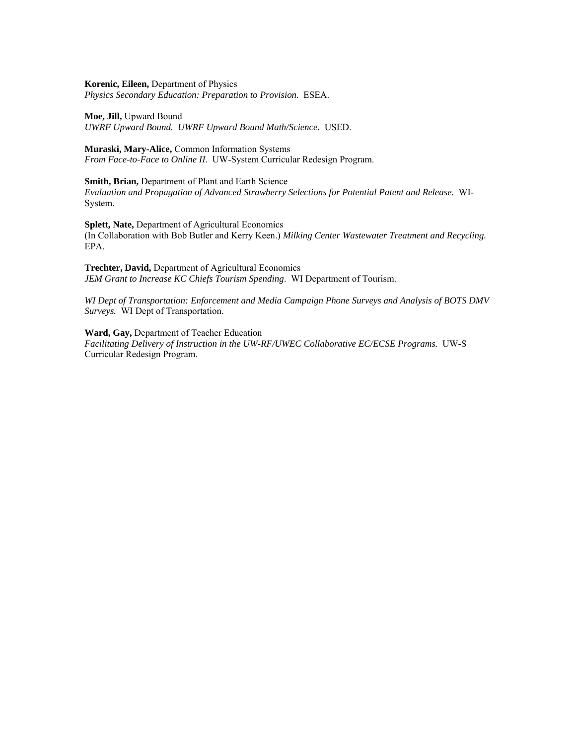**Korenic, Eileen,** Department of Physics
*Physics Secondary Education: Preparation to Provision.* ESEA.

**Moe, Jill,** Upward Bound
*UWRF Upward Bound. UWRF Upward Bound Math/Science.* USED.

**Muraski, Mary-Alice,** Common Information Systems
*From Face-to-Face to Online II*. UW-System Curricular Redesign Program.

**Smith, Brian,** Department of Plant and Earth Science
*Evaluation and Propagation of Advanced Strawberry Selections for Potential Patent and Release.* WI-System.

**Splett, Nate,** Department of Agricultural Economics
(In Collaboration with Bob Butler and Kerry Keen.) *Milking Center Wastewater Treatment and Recycling.* EPA.

**Trechter, David,** Department of Agricultural Economics
*JEM Grant to Increase KC Chiefs Tourism Spending*. WI Department of Tourism.

*WI Dept of Transportation: Enforcement and Media Campaign Phone Surveys and Analysis of BOTS DMV Surveys.* WI Dept of Transportation.

**Ward, Gay,** Department of Teacher Education
*Facilitating Delivery of Instruction in the UW-RF/UWEC Collaborative EC/ECSE Programs.* UW-S Curricular Redesign Program.